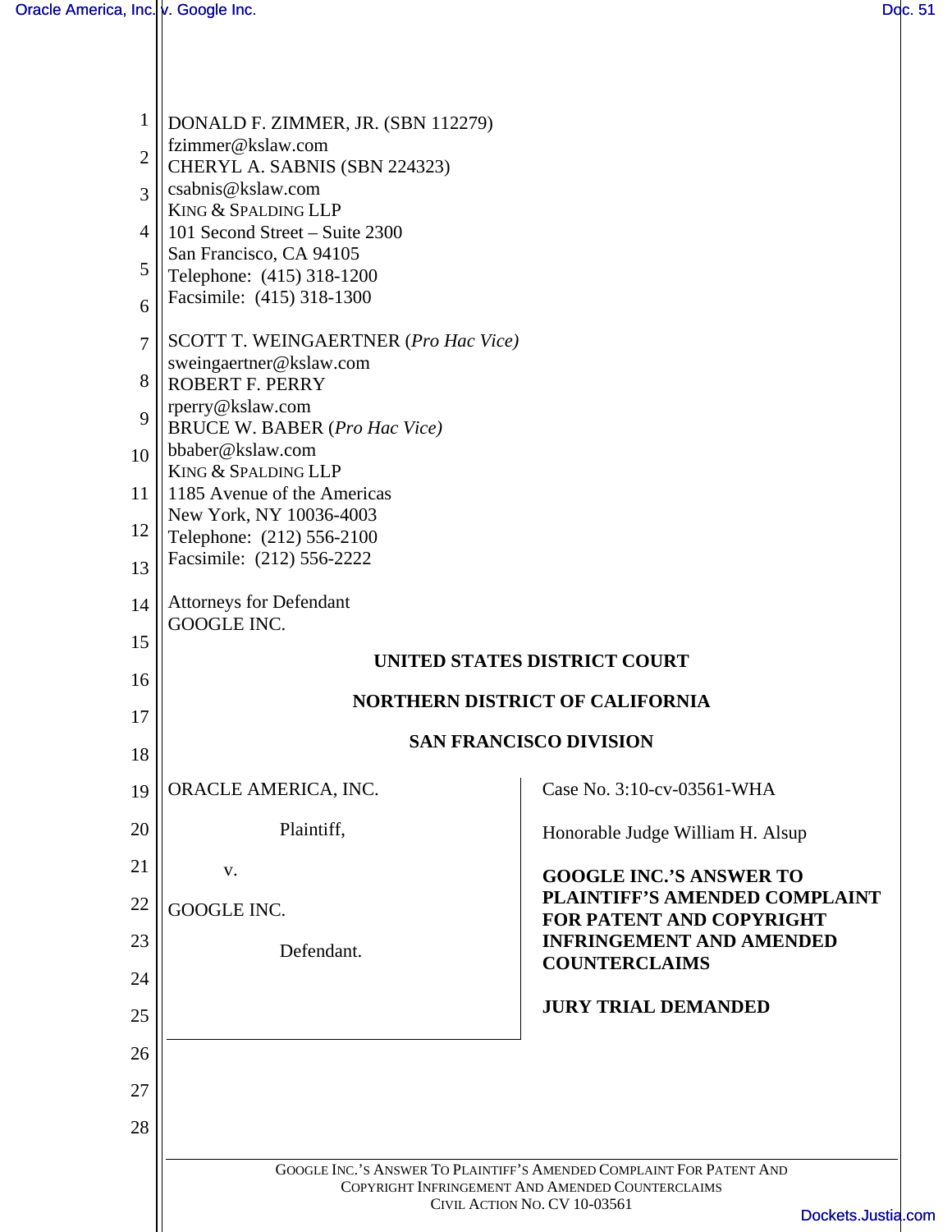DONALD F. ZIMMER, JR. (SBN 112279)
fzimmer@kslaw.com
CHERYL A. SABNIS (SBN 224323)
csabnis@kslaw.com
KING & SPALDING LLP
101 Second Street – Suite 2300
San Francisco, CA 94105
Telephone: (415) 318-1200
Facsimile: (415) 318-1300

SCOTT T. WEINGAERTNER (*Pro Hac Vice*)
sweingaertner@kslaw.com
ROBERT F. PERRY
rperry@kslaw.com
BRUCE W. BABER (*Pro Hac Vice*)
bbaber@kslaw.com
KING & SPALDING LLP
1185 Avenue of the Americas
New York, NY 10036-4003
Telephone: (212) 556-2100
Facsimile: (212) 556-2222

Attorneys for Defendant
GOOGLE INC.

**UNITED STATES DISTRICT COURT**

**NORTHERN DISTRICT OF CALIFORNIA**

**SAN FRANCISCO DIVISION**

ORACLE AMERICA, INC.

Plaintiff,

v.

GOOGLE INC.

Defendant.

Case No. 3:10-cv-03561-WHA

Honorable Judge William H. Alsup

**GOOGLE INC.'S ANSWER TO PLAINTIFF'S AMENDED COMPLAINT FOR PATENT AND COPYRIGHT INFRINGEMENT AND AMENDED COUNTERCLAIMS**

**JURY TRIAL DEMANDED**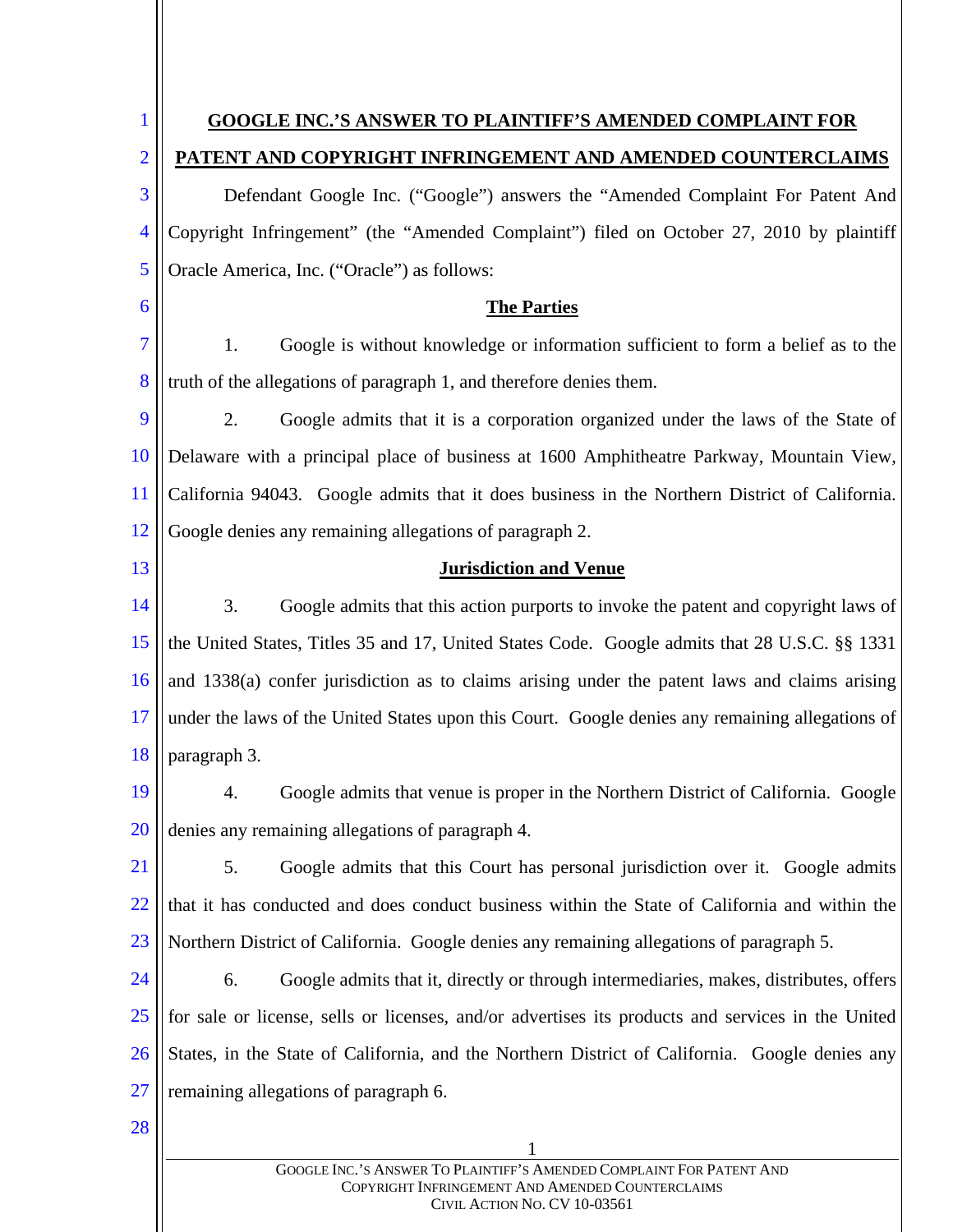**GOOGLE INC.'S ANSWER TO PLAINTIFF'S AMENDED COMPLAINT FOR PATENT AND COPYRIGHT INFRINGEMENT AND AMENDED COUNTERCLAIMS**

Defendant Google Inc. ("Google") answers the "Amended Complaint For Patent And Copyright Infringement" (the "Amended Complaint") filed on October 27, 2010 by plaintiff Oracle America, Inc. ("Oracle") as follows:

**The Parties**

1. Google is without knowledge or information sufficient to form a belief as to the truth of the allegations of paragraph 1, and therefore denies them.

2. Google admits that it is a corporation organized under the laws of the State of Delaware with a principal place of business at 1600 Amphitheatre Parkway, Mountain View, California 94043. Google admits that it does business in the Northern District of California. Google denies any remaining allegations of paragraph 2.

**Jurisdiction and Venue**

3. Google admits that this action purports to invoke the patent and copyright laws of the United States, Titles 35 and 17, United States Code. Google admits that 28 U.S.C. §§ 1331 and 1338(a) confer jurisdiction as to claims arising under the patent laws and claims arising under the laws of the United States upon this Court. Google denies any remaining allegations of paragraph 3.

4. Google admits that venue is proper in the Northern District of California. Google denies any remaining allegations of paragraph 4.

5. Google admits that this Court has personal jurisdiction over it. Google admits that it has conducted and does conduct business within the State of California and within the Northern District of California. Google denies any remaining allegations of paragraph 5.

6. Google admits that it, directly or through intermediaries, makes, distributes, offers for sale or license, sells or licenses, and/or advertises its products and services in the United States, in the State of California, and the Northern District of California. Google denies any remaining allegations of paragraph 6.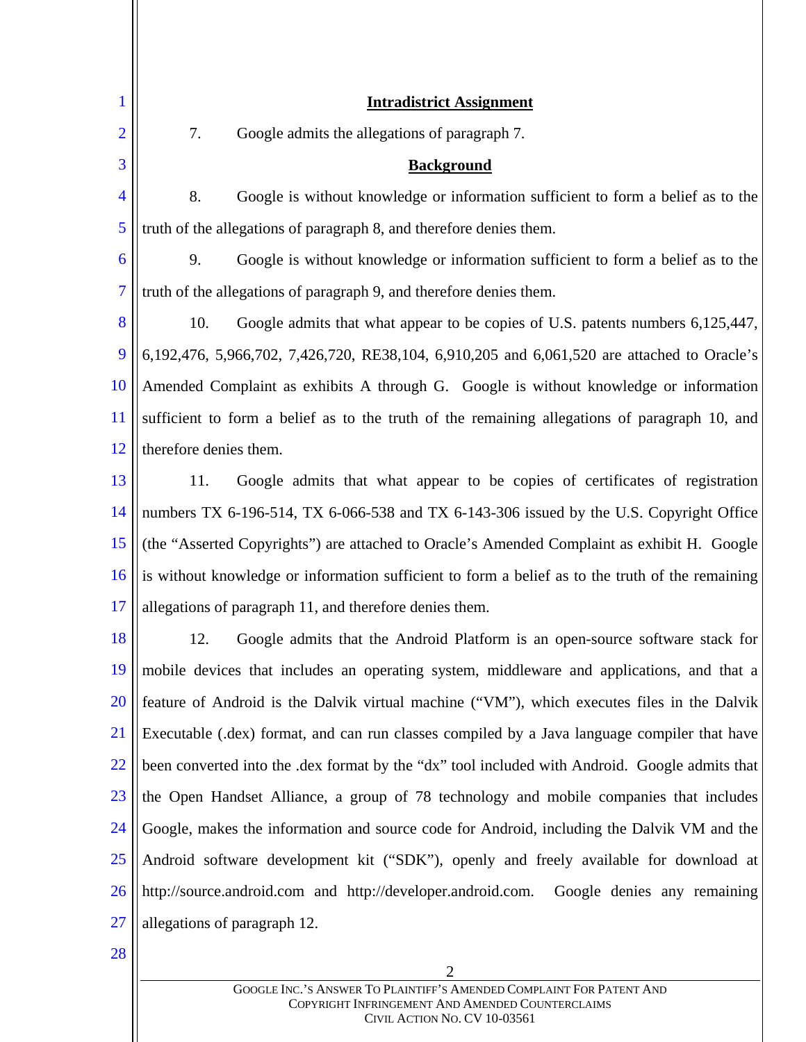**Intradistrict Assignment**

7. Google admits the allegations of paragraph 7.

**Background**

8. Google is without knowledge or information sufficient to form a belief as to the truth of the allegations of paragraph 8, and therefore denies them.

9. Google is without knowledge or information sufficient to form a belief as to the truth of the allegations of paragraph 9, and therefore denies them.

10. Google admits that what appear to be copies of U.S. patents numbers 6,125,447, 6,192,476, 5,966,702, 7,426,720, RE38,104, 6,910,205 and 6,061,520 are attached to Oracle's Amended Complaint as exhibits A through G. Google is without knowledge or information sufficient to form a belief as to the truth of the remaining allegations of paragraph 10, and therefore denies them.

11. Google admits that what appear to be copies of certificates of registration numbers TX 6-196-514, TX 6-066-538 and TX 6-143-306 issued by the U.S. Copyright Office (the "Asserted Copyrights") are attached to Oracle's Amended Complaint as exhibit H. Google is without knowledge or information sufficient to form a belief as to the truth of the remaining allegations of paragraph 11, and therefore denies them.

12. Google admits that the Android Platform is an open-source software stack for mobile devices that includes an operating system, middleware and applications, and that a feature of Android is the Dalvik virtual machine ("VM"), which executes files in the Dalvik Executable (.dex) format, and can run classes compiled by a Java language compiler that have been converted into the .dex format by the "dx" tool included with Android. Google admits that the Open Handset Alliance, a group of 78 technology and mobile companies that includes Google, makes the information and source code for Android, including the Dalvik VM and the Android software development kit ("SDK"), openly and freely available for download at http://source.android.com and http://developer.android.com. Google denies any remaining allegations of paragraph 12.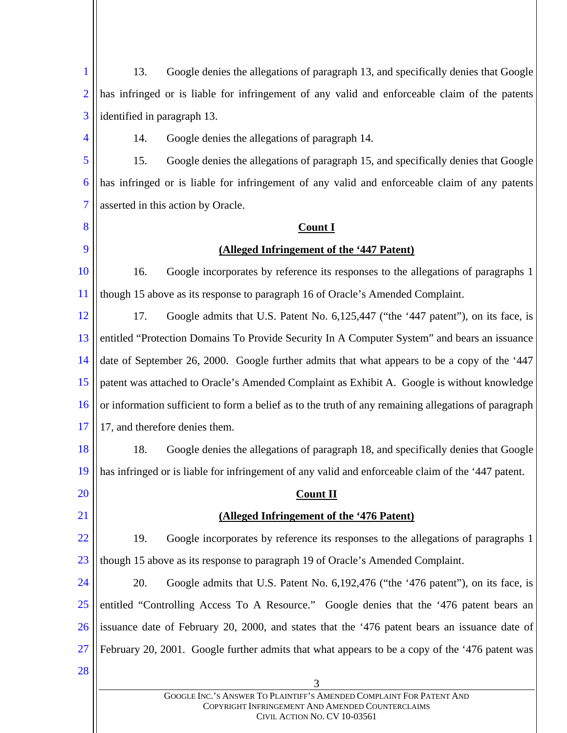13. Google denies the allegations of paragraph 13, and specifically denies that Google has infringed or is liable for infringement of any valid and enforceable claim of the patents identified in paragraph 13.

14. Google denies the allegations of paragraph 14.

15. Google denies the allegations of paragraph 15, and specifically denies that Google has infringed or is liable for infringement of any valid and enforceable claim of any patents asserted in this action by Oracle.

**Count I**

**(Alleged Infringement of the '447 Patent)**

16. Google incorporates by reference its responses to the allegations of paragraphs 1 though 15 above as its response to paragraph 16 of Oracle's Amended Complaint.

17. Google admits that U.S. Patent No. 6,125,447 ("the '447 patent"), on its face, is entitled "Protection Domains To Provide Security In A Computer System" and bears an issuance date of September 26, 2000. Google further admits that what appears to be a copy of the '447 patent was attached to Oracle's Amended Complaint as Exhibit A. Google is without knowledge or information sufficient to form a belief as to the truth of any remaining allegations of paragraph 17, and therefore denies them.

18. Google denies the allegations of paragraph 18, and specifically denies that Google has infringed or is liable for infringement of any valid and enforceable claim of the '447 patent.

**Count II**

**(Alleged Infringement of the '476 Patent)**

19. Google incorporates by reference its responses to the allegations of paragraphs 1 though 15 above as its response to paragraph 19 of Oracle's Amended Complaint.

20. Google admits that U.S. Patent No. 6,192,476 ("the '476 patent"), on its face, is entitled "Controlling Access To A Resource." Google denies that the '476 patent bears an issuance date of February 20, 2000, and states that the '476 patent bears an issuance date of February 20, 2001. Google further admits that what appears to be a copy of the '476 patent was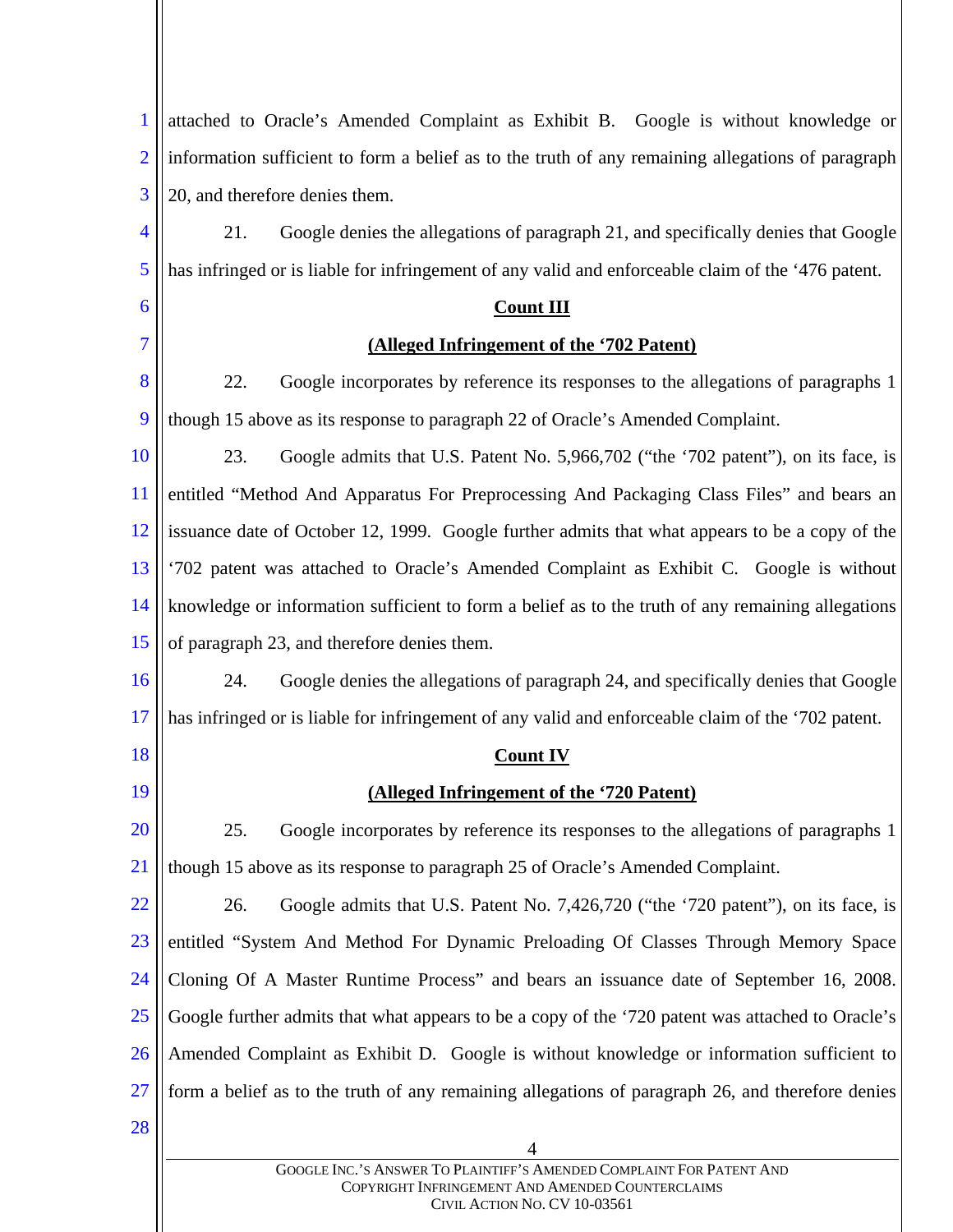attached to Oracle's Amended Complaint as Exhibit B. Google is without knowledge or information sufficient to form a belief as to the truth of any remaining allegations of paragraph 20, and therefore denies them.

21. Google denies the allegations of paragraph 21, and specifically denies that Google has infringed or is liable for infringement of any valid and enforceable claim of the '476 patent.

**Count III**

**(Alleged Infringement of the '702 Patent)**

22. Google incorporates by reference its responses to the allegations of paragraphs 1 though 15 above as its response to paragraph 22 of Oracle's Amended Complaint.

23. Google admits that U.S. Patent No. 5,966,702 ("the '702 patent"), on its face, is entitled "Method And Apparatus For Preprocessing And Packaging Class Files" and bears an issuance date of October 12, 1999. Google further admits that what appears to be a copy of the '702 patent was attached to Oracle's Amended Complaint as Exhibit C. Google is without knowledge or information sufficient to form a belief as to the truth of any remaining allegations of paragraph 23, and therefore denies them.

24. Google denies the allegations of paragraph 24, and specifically denies that Google has infringed or is liable for infringement of any valid and enforceable claim of the '702 patent.

**Count IV**

**(Alleged Infringement of the '720 Patent)**

25. Google incorporates by reference its responses to the allegations of paragraphs 1 though 15 above as its response to paragraph 25 of Oracle's Amended Complaint.

26. Google admits that U.S. Patent No. 7,426,720 ("the '720 patent"), on its face, is entitled "System And Method For Dynamic Preloading Of Classes Through Memory Space Cloning Of A Master Runtime Process" and bears an issuance date of September 16, 2008. Google further admits that what appears to be a copy of the '720 patent was attached to Oracle's Amended Complaint as Exhibit D. Google is without knowledge or information sufficient to form a belief as to the truth of any remaining allegations of paragraph 26, and therefore denies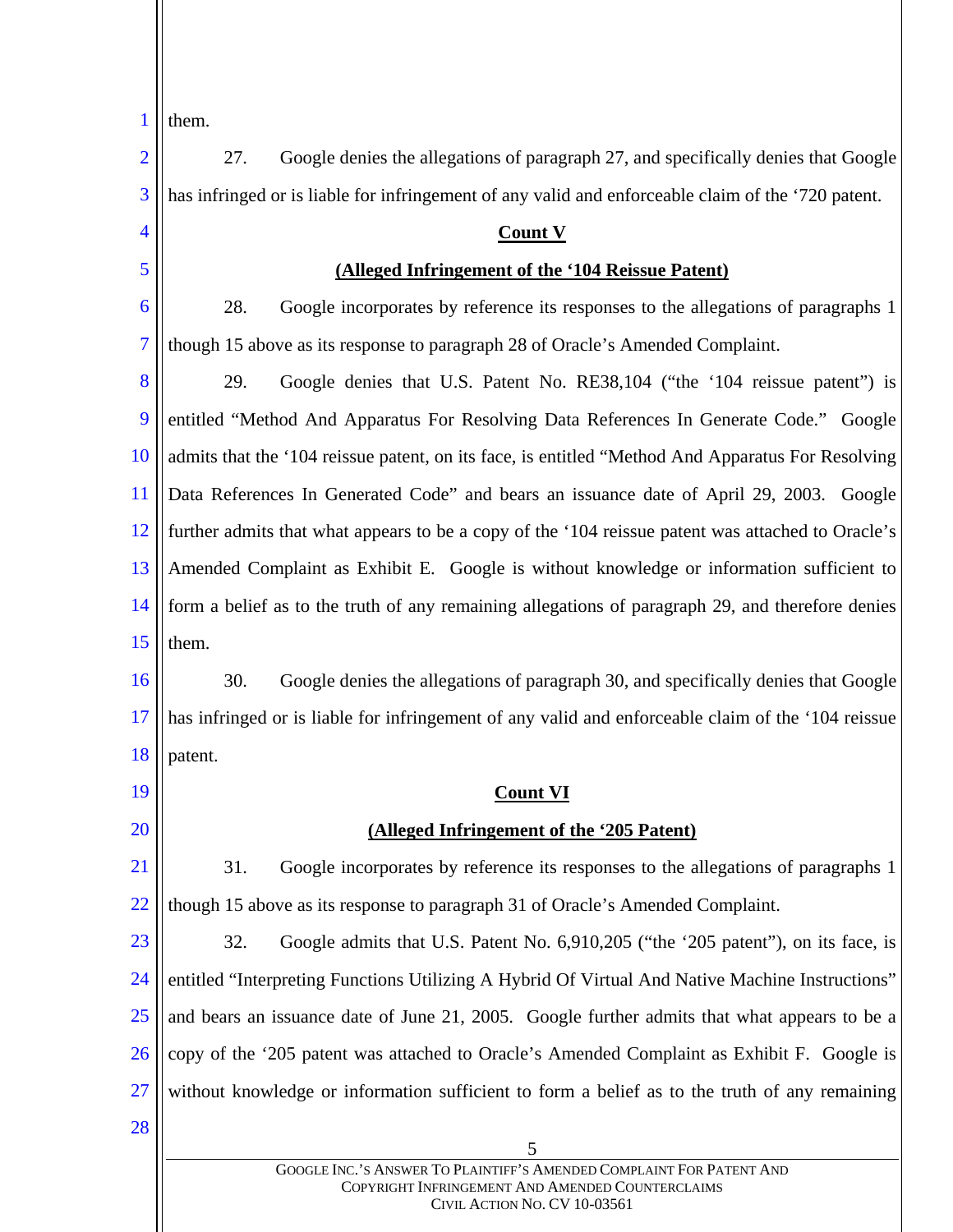them.

27. Google denies the allegations of paragraph 27, and specifically denies that Google has infringed or is liable for infringement of any valid and enforceable claim of the '720 patent.

**Count V**

**(Alleged Infringement of the '104 Reissue Patent)**

28. Google incorporates by reference its responses to the allegations of paragraphs 1 though 15 above as its response to paragraph 28 of Oracle's Amended Complaint.

29. Google denies that U.S. Patent No. RE38,104 ("the '104 reissue patent") is entitled "Method And Apparatus For Resolving Data References In Generate Code." Google admits that the '104 reissue patent, on its face, is entitled "Method And Apparatus For Resolving Data References In Generated Code" and bears an issuance date of April 29, 2003. Google further admits that what appears to be a copy of the '104 reissue patent was attached to Oracle's Amended Complaint as Exhibit E. Google is without knowledge or information sufficient to form a belief as to the truth of any remaining allegations of paragraph 29, and therefore denies them.

30. Google denies the allegations of paragraph 30, and specifically denies that Google has infringed or is liable for infringement of any valid and enforceable claim of the '104 reissue patent.

**Count VI**

**(Alleged Infringement of the '205 Patent)**

31. Google incorporates by reference its responses to the allegations of paragraphs 1 though 15 above as its response to paragraph 31 of Oracle's Amended Complaint.

32. Google admits that U.S. Patent No. 6,910,205 ("the '205 patent"), on its face, is entitled "Interpreting Functions Utilizing A Hybrid Of Virtual And Native Machine Instructions" and bears an issuance date of June 21, 2005. Google further admits that what appears to be a copy of the '205 patent was attached to Oracle's Amended Complaint as Exhibit F. Google is without knowledge or information sufficient to form a belief as to the truth of any remaining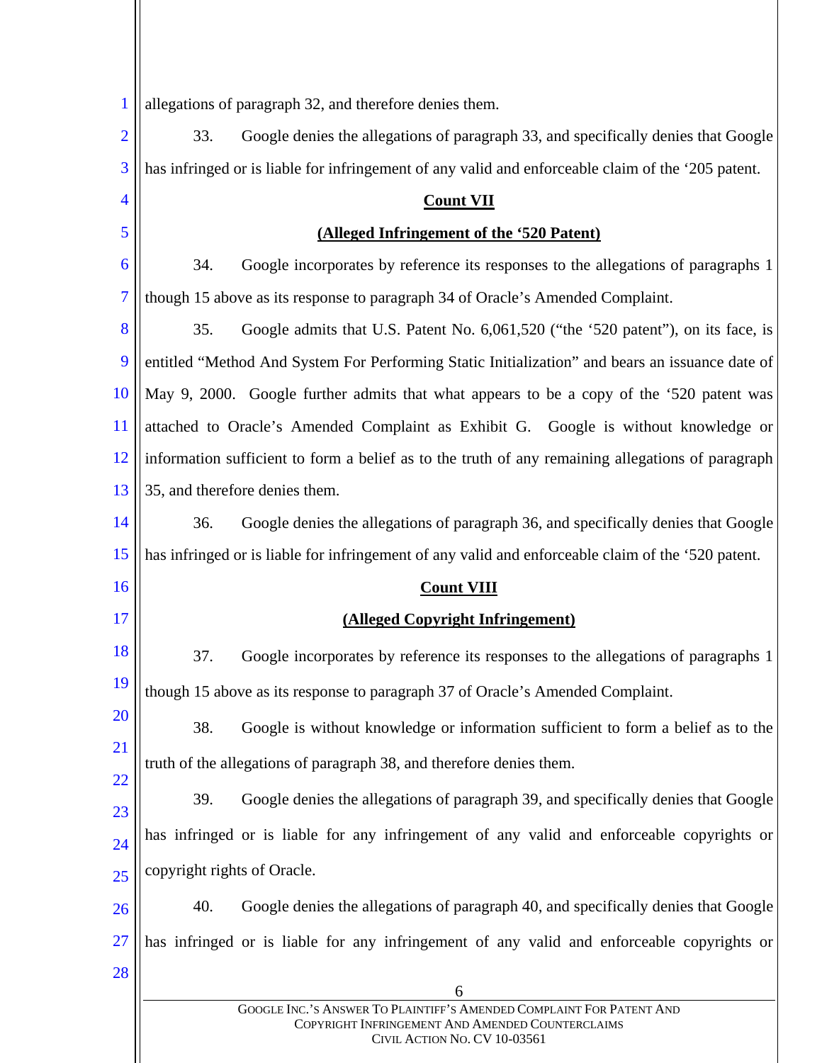allegations of paragraph 32, and therefore denies them.

33. Google denies the allegations of paragraph 33, and specifically denies that Google has infringed or is liable for infringement of any valid and enforceable claim of the ‘205 patent.

**Count VII**

**(Alleged Infringement of the ‘520 Patent)**

34. Google incorporates by reference its responses to the allegations of paragraphs 1 though 15 above as its response to paragraph 34 of Oracle’s Amended Complaint.

35. Google admits that U.S. Patent No. 6,061,520 (“the ‘520 patent”), on its face, is entitled “Method And System For Performing Static Initialization” and bears an issuance date of May 9, 2000. Google further admits that what appears to be a copy of the ‘520 patent was attached to Oracle’s Amended Complaint as Exhibit G. Google is without knowledge or information sufficient to form a belief as to the truth of any remaining allegations of paragraph 35, and therefore denies them.

36. Google denies the allegations of paragraph 36, and specifically denies that Google has infringed or is liable for infringement of any valid and enforceable claim of the ‘520 patent.

**Count VIII**

**(Alleged Copyright Infringement)**

37. Google incorporates by reference its responses to the allegations of paragraphs 1 though 15 above as its response to paragraph 37 of Oracle’s Amended Complaint.

38. Google is without knowledge or information sufficient to form a belief as to the truth of the allegations of paragraph 38, and therefore denies them.

39. Google denies the allegations of paragraph 39, and specifically denies that Google has infringed or is liable for any infringement of any valid and enforceable copyrights or copyright rights of Oracle.

40. Google denies the allegations of paragraph 40, and specifically denies that Google has infringed or is liable for any infringement of any valid and enforceable copyrights or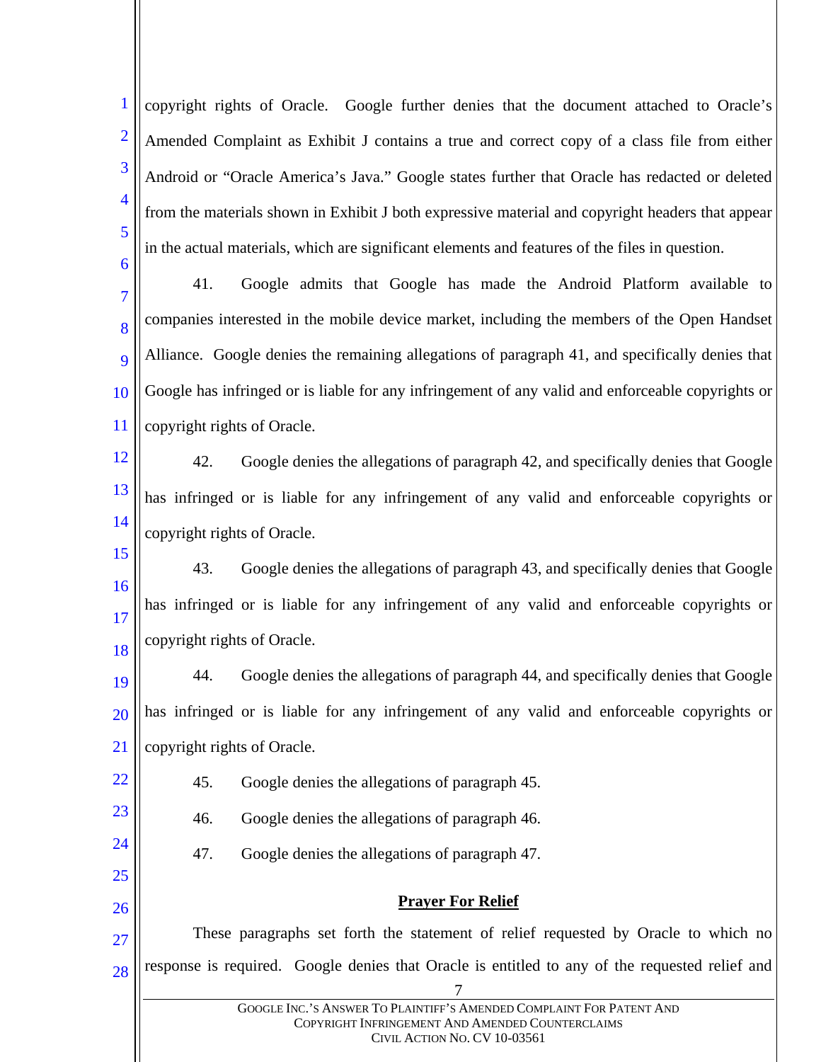copyright rights of Oracle. Google further denies that the document attached to Oracle's Amended Complaint as Exhibit J contains a true and correct copy of a class file from either Android or "Oracle America's Java." Google states further that Oracle has redacted or deleted from the materials shown in Exhibit J both expressive material and copyright headers that appear in the actual materials, which are significant elements and features of the files in question.

41. Google admits that Google has made the Android Platform available to companies interested in the mobile device market, including the members of the Open Handset Alliance. Google denies the remaining allegations of paragraph 41, and specifically denies that Google has infringed or is liable for any infringement of any valid and enforceable copyrights or copyright rights of Oracle.

42. Google denies the allegations of paragraph 42, and specifically denies that Google has infringed or is liable for any infringement of any valid and enforceable copyrights or copyright rights of Oracle.

43. Google denies the allegations of paragraph 43, and specifically denies that Google has infringed or is liable for any infringement of any valid and enforceable copyrights or copyright rights of Oracle.

44. Google denies the allegations of paragraph 44, and specifically denies that Google has infringed or is liable for any infringement of any valid and enforceable copyrights or copyright rights of Oracle.

45. Google denies the allegations of paragraph 45.

46. Google denies the allegations of paragraph 46.

47. Google denies the allegations of paragraph 47.

**Prayer For Relief**

These paragraphs set forth the statement of relief requested by Oracle to which no response is required. Google denies that Oracle is entitled to any of the requested relief and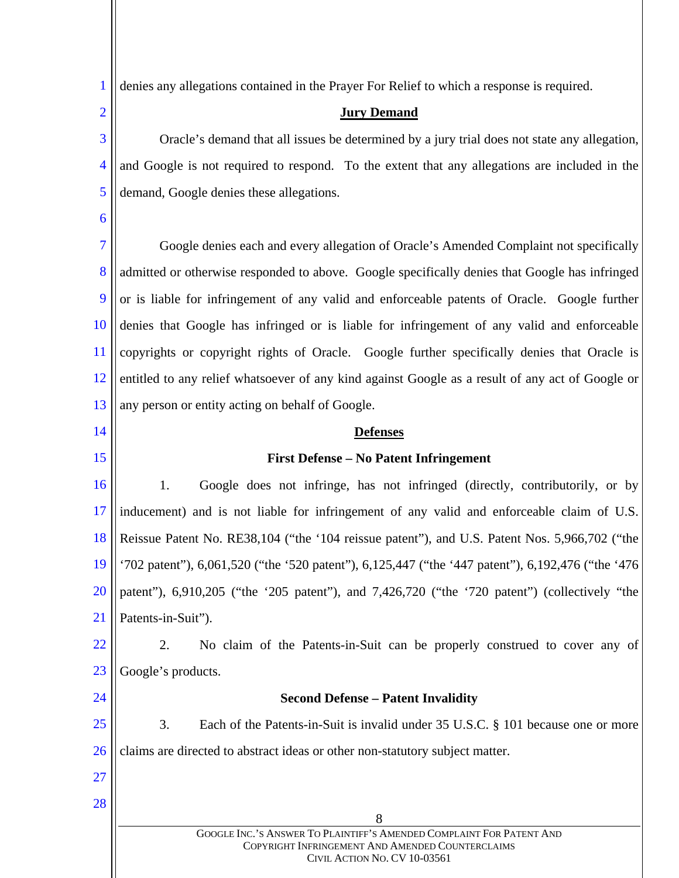denies any allegations contained in the Prayer For Relief to which a response is required.

**Jury Demand**

Oracle's demand that all issues be determined by a jury trial does not state any allegation, and Google is not required to respond. To the extent that any allegations are included in the demand, Google denies these allegations.

Google denies each and every allegation of Oracle's Amended Complaint not specifically admitted or otherwise responded to above. Google specifically denies that Google has infringed or is liable for infringement of any valid and enforceable patents of Oracle. Google further denies that Google has infringed or is liable for infringement of any valid and enforceable copyrights or copyright rights of Oracle. Google further specifically denies that Oracle is entitled to any relief whatsoever of any kind against Google as a result of any act of Google or any person or entity acting on behalf of Google.

**Defenses**

**First Defense – No Patent Infringement**

1. Google does not infringe, has not infringed (directly, contributorily, or by inducement) and is not liable for infringement of any valid and enforceable claim of U.S. Reissue Patent No. RE38,104 ("the '104 reissue patent"), and U.S. Patent Nos. 5,966,702 ("the '702 patent"), 6,061,520 ("the '520 patent"), 6,125,447 ("the '447 patent"), 6,192,476 ("the '476 patent"), 6,910,205 ("the '205 patent"), and 7,426,720 ("the '720 patent") (collectively "the Patents-in-Suit").

2. No claim of the Patents-in-Suit can be properly construed to cover any of Google's products.

**Second Defense – Patent Invalidity**

3. Each of the Patents-in-Suit is invalid under 35 U.S.C. § 101 because one or more claims are directed to abstract ideas or other non-statutory subject matter.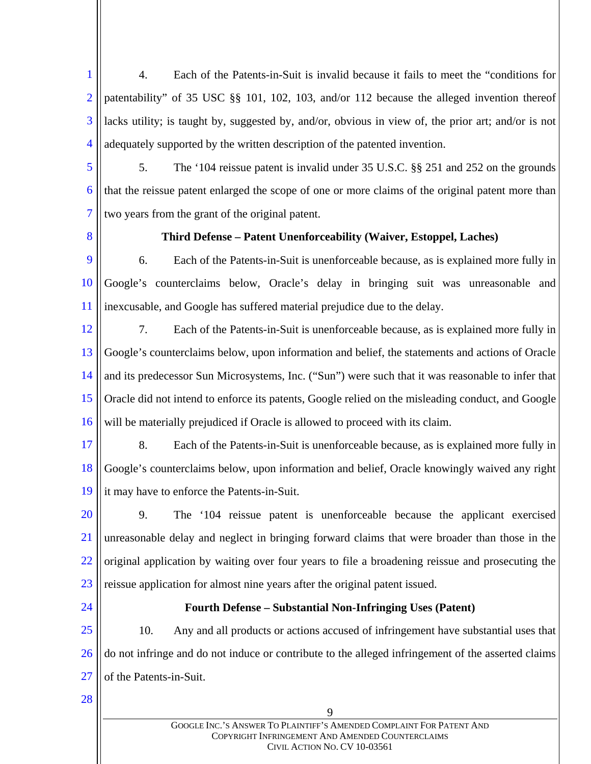4. Each of the Patents-in-Suit is invalid because it fails to meet the "conditions for patentability" of 35 USC §§ 101, 102, 103, and/or 112 because the alleged invention thereof lacks utility; is taught by, suggested by, and/or, obvious in view of, the prior art; and/or is not adequately supported by the written description of the patented invention.

5. The '104 reissue patent is invalid under 35 U.S.C. §§ 251 and 252 on the grounds that the reissue patent enlarged the scope of one or more claims of the original patent more than two years from the grant of the original patent.

**Third Defense – Patent Unenforceability (Waiver, Estoppel, Laches)**

6. Each of the Patents-in-Suit is unenforceable because, as is explained more fully in Google's counterclaims below, Oracle's delay in bringing suit was unreasonable and inexcusable, and Google has suffered material prejudice due to the delay.

7. Each of the Patents-in-Suit is unenforceable because, as is explained more fully in Google's counterclaims below, upon information and belief, the statements and actions of Oracle and its predecessor Sun Microsystems, Inc. ("Sun") were such that it was reasonable to infer that Oracle did not intend to enforce its patents, Google relied on the misleading conduct, and Google will be materially prejudiced if Oracle is allowed to proceed with its claim.

8. Each of the Patents-in-Suit is unenforceable because, as is explained more fully in Google's counterclaims below, upon information and belief, Oracle knowingly waived any right it may have to enforce the Patents-in-Suit.

9. The '104 reissue patent is unenforceable because the applicant exercised unreasonable delay and neglect in bringing forward claims that were broader than those in the original application by waiting over four years to file a broadening reissue and prosecuting the reissue application for almost nine years after the original patent issued.

**Fourth Defense – Substantial Non-Infringing Uses (Patent)**

10. Any and all products or actions accused of infringement have substantial uses that do not infringe and do not induce or contribute to the alleged infringement of the asserted claims of the Patents-in-Suit.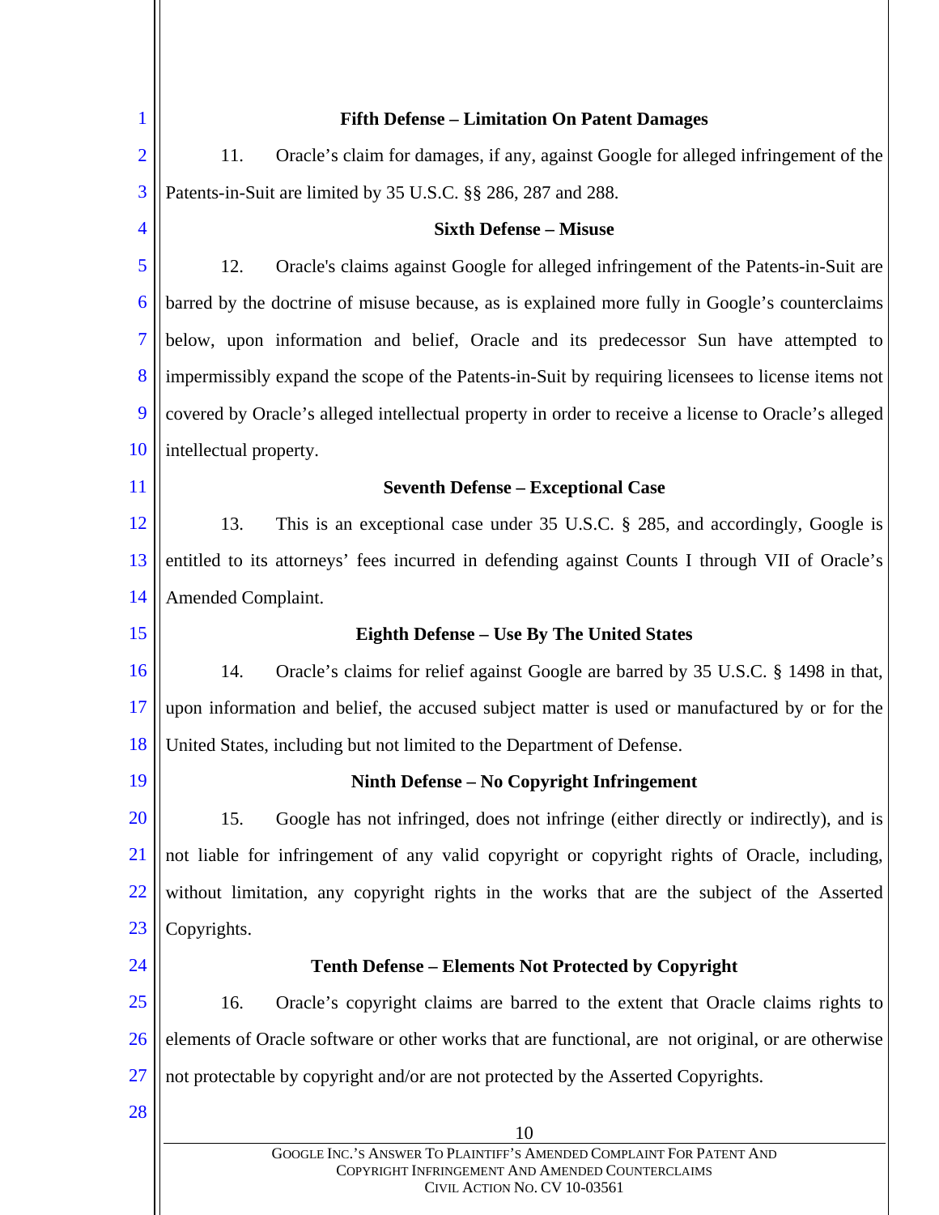**Fifth Defense – Limitation On Patent Damages**

11. Oracle's claim for damages, if any, against Google for alleged infringement of the Patents-in-Suit are limited by 35 U.S.C. §§ 286, 287 and 288.

**Sixth Defense – Misuse**

12. Oracle's claims against Google for alleged infringement of the Patents-in-Suit are barred by the doctrine of misuse because, as is explained more fully in Google's counterclaims below, upon information and belief, Oracle and its predecessor Sun have attempted to impermissibly expand the scope of the Patents-in-Suit by requiring licensees to license items not covered by Oracle's alleged intellectual property in order to receive a license to Oracle's alleged intellectual property.

**Seventh Defense – Exceptional Case**

13. This is an exceptional case under 35 U.S.C. § 285, and accordingly, Google is entitled to its attorneys' fees incurred in defending against Counts I through VII of Oracle's Amended Complaint.

**Eighth Defense – Use By The United States**

14. Oracle's claims for relief against Google are barred by 35 U.S.C. § 1498 in that, upon information and belief, the accused subject matter is used or manufactured by or for the United States, including but not limited to the Department of Defense.

**Ninth Defense – No Copyright Infringement**

15. Google has not infringed, does not infringe (either directly or indirectly), and is not liable for infringement of any valid copyright or copyright rights of Oracle, including, without limitation, any copyright rights in the works that are the subject of the Asserted Copyrights.

**Tenth Defense – Elements Not Protected by Copyright**

16. Oracle's copyright claims are barred to the extent that Oracle claims rights to elements of Oracle software or other works that are functional, are not original, or are otherwise not protectable by copyright and/or are not protected by the Asserted Copyrights.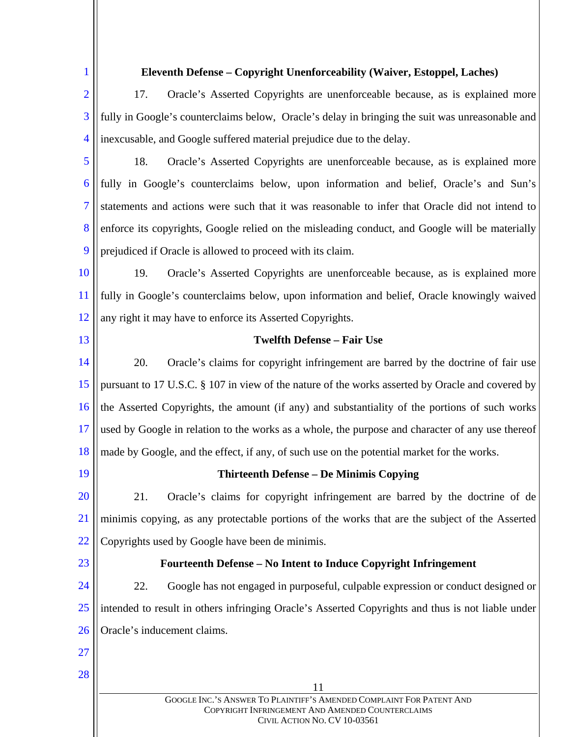**Eleventh Defense – Copyright Unenforceability (Waiver, Estoppel, Laches)**

17. Oracle's Asserted Copyrights are unenforceable because, as is explained more fully in Google's counterclaims below, Oracle's delay in bringing the suit was unreasonable and inexcusable, and Google suffered material prejudice due to the delay.

18. Oracle's Asserted Copyrights are unenforceable because, as is explained more fully in Google's counterclaims below, upon information and belief, Oracle's and Sun's statements and actions were such that it was reasonable to infer that Oracle did not intend to enforce its copyrights, Google relied on the misleading conduct, and Google will be materially prejudiced if Oracle is allowed to proceed with its claim.

19. Oracle's Asserted Copyrights are unenforceable because, as is explained more fully in Google's counterclaims below, upon information and belief, Oracle knowingly waived any right it may have to enforce its Asserted Copyrights.

**Twelfth Defense – Fair Use**

20. Oracle's claims for copyright infringement are barred by the doctrine of fair use pursuant to 17 U.S.C. § 107 in view of the nature of the works asserted by Oracle and covered by the Asserted Copyrights, the amount (if any) and substantiality of the portions of such works used by Google in relation to the works as a whole, the purpose and character of any use thereof made by Google, and the effect, if any, of such use on the potential market for the works.

**Thirteenth Defense – De Minimis Copying**

21. Oracle's claims for copyright infringement are barred by the doctrine of de minimis copying, as any protectable portions of the works that are the subject of the Asserted Copyrights used by Google have been de minimis.

**Fourteenth Defense – No Intent to Induce Copyright Infringement**

22. Google has not engaged in purposeful, culpable expression or conduct designed or intended to result in others infringing Oracle's Asserted Copyrights and thus is not liable under Oracle's inducement claims.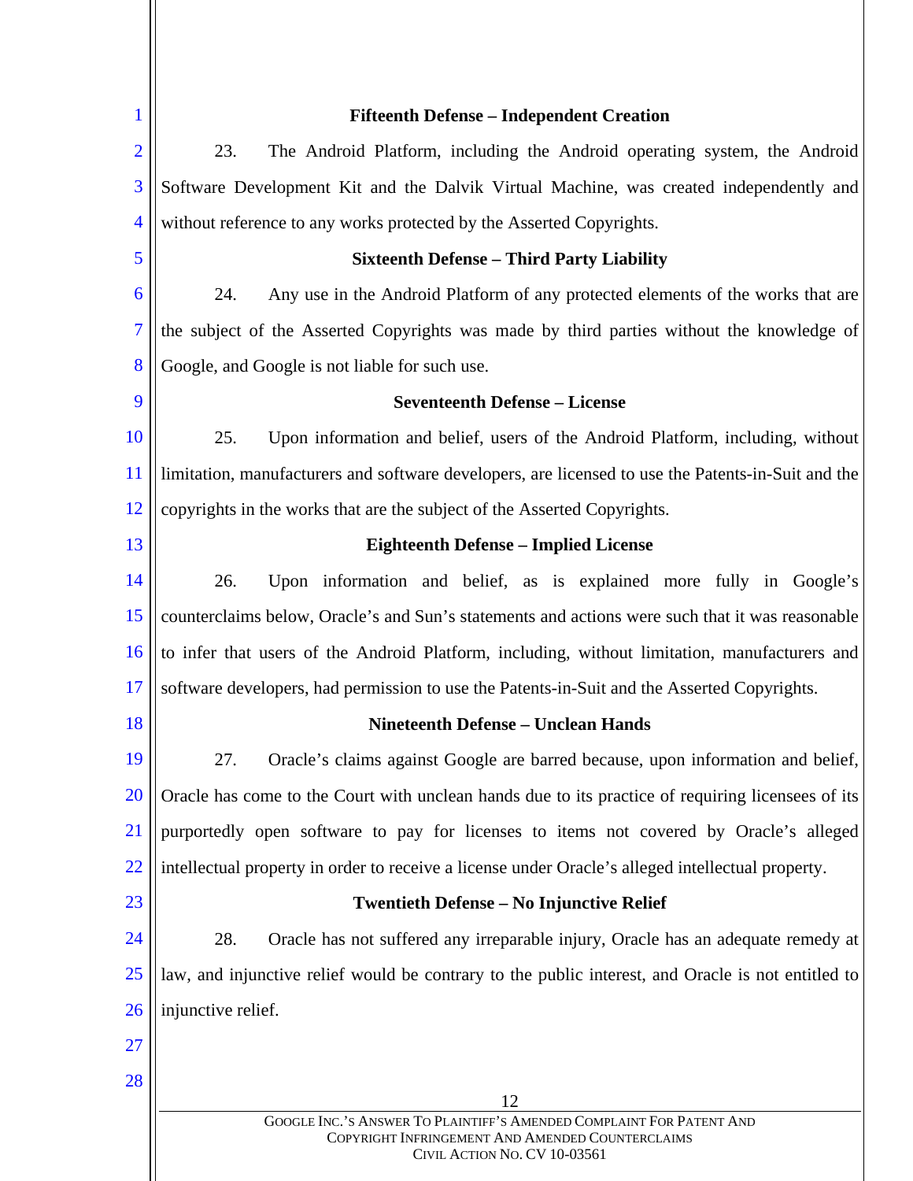**Fifteenth Defense – Independent Creation**

23. The Android Platform, including the Android operating system, the Android Software Development Kit and the Dalvik Virtual Machine, was created independently and without reference to any works protected by the Asserted Copyrights.

**Sixteenth Defense – Third Party Liability**

24. Any use in the Android Platform of any protected elements of the works that are the subject of the Asserted Copyrights was made by third parties without the knowledge of Google, and Google is not liable for such use.

**Seventeenth Defense – License**

25. Upon information and belief, users of the Android Platform, including, without limitation, manufacturers and software developers, are licensed to use the Patents-in-Suit and the copyrights in the works that are the subject of the Asserted Copyrights.

**Eighteenth Defense – Implied License**

26. Upon information and belief, as is explained more fully in Google's counterclaims below, Oracle's and Sun's statements and actions were such that it was reasonable to infer that users of the Android Platform, including, without limitation, manufacturers and software developers, had permission to use the Patents-in-Suit and the Asserted Copyrights.

**Nineteenth Defense – Unclean Hands**

27. Oracle's claims against Google are barred because, upon information and belief, Oracle has come to the Court with unclean hands due to its practice of requiring licensees of its purportedly open software to pay for licenses to items not covered by Oracle's alleged intellectual property in order to receive a license under Oracle's alleged intellectual property.

**Twentieth Defense – No Injunctive Relief**

28. Oracle has not suffered any irreparable injury, Oracle has an adequate remedy at law, and injunctive relief would be contrary to the public interest, and Oracle is not entitled to injunctive relief.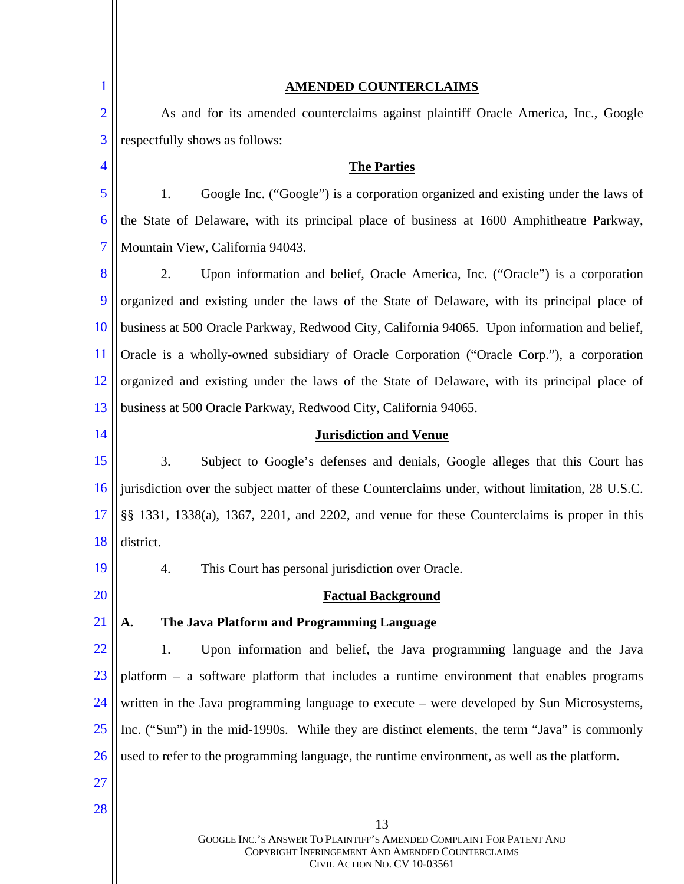## AMENDED COUNTERCLAIMS

As and for its amended counterclaims against plaintiff Oracle America, Inc., Google respectfully shows as follows:

### The Parties

1. Google Inc. ("Google") is a corporation organized and existing under the laws of the State of Delaware, with its principal place of business at 1600 Amphitheatre Parkway, Mountain View, California 94043.

2. Upon information and belief, Oracle America, Inc. ("Oracle") is a corporation organized and existing under the laws of the State of Delaware, with its principal place of business at 500 Oracle Parkway, Redwood City, California 94065. Upon information and belief, Oracle is a wholly-owned subsidiary of Oracle Corporation ("Oracle Corp."), a corporation organized and existing under the laws of the State of Delaware, with its principal place of business at 500 Oracle Parkway, Redwood City, California 94065.

### Jurisdiction and Venue

3. Subject to Google's defenses and denials, Google alleges that this Court has jurisdiction over the subject matter of these Counterclaims under, without limitation, 28 U.S.C. §§ 1331, 1338(a), 1367, 2201, and 2202, and venue for these Counterclaims is proper in this district.

4. This Court has personal jurisdiction over Oracle.

### Factual Background

**A. The Java Platform and Programming Language**

1. Upon information and belief, the Java programming language and the Java platform – a software platform that includes a runtime environment that enables programs written in the Java programming language to execute – were developed by Sun Microsystems, Inc. ("Sun") in the mid-1990s. While they are distinct elements, the term "Java" is commonly used to refer to the programming language, the runtime environment, as well as the platform.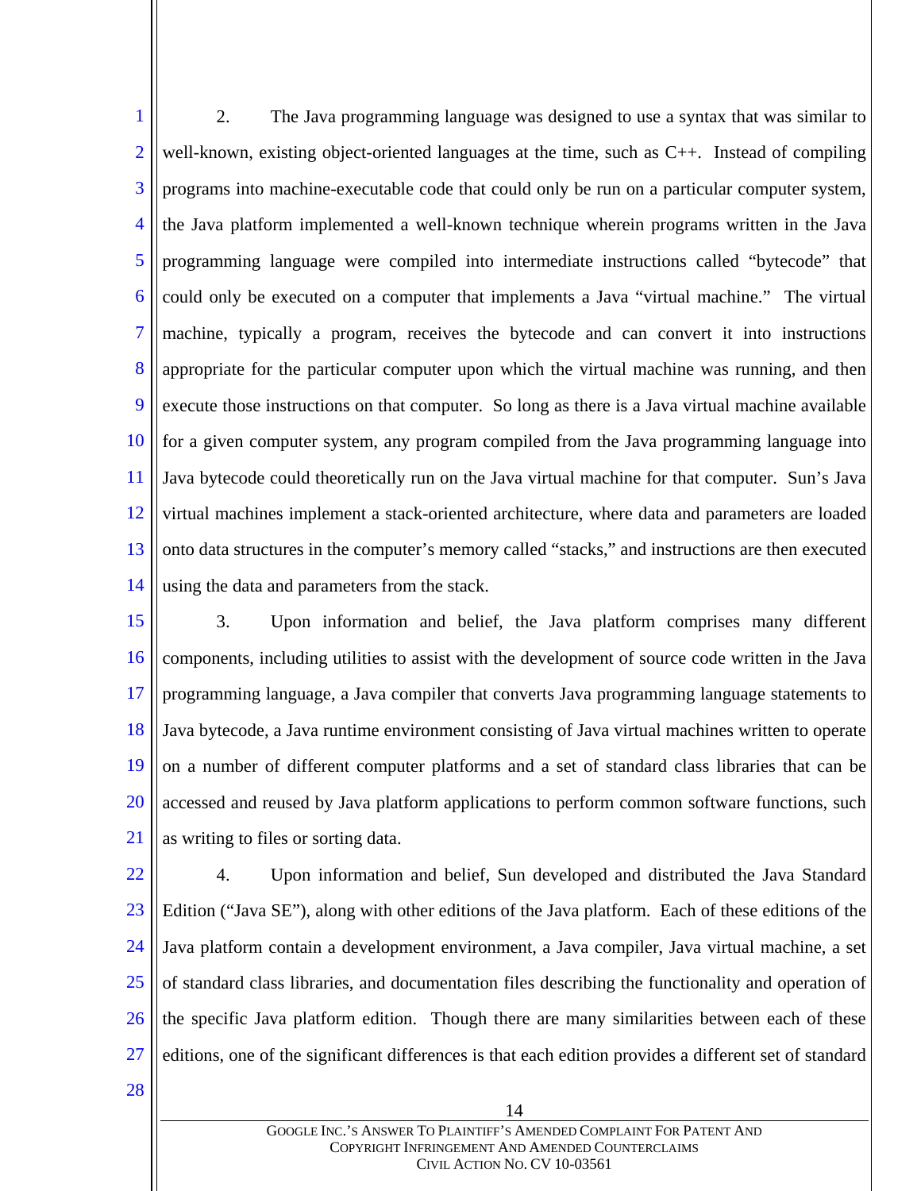2. The Java programming language was designed to use a syntax that was similar to well-known, existing object-oriented languages at the time, such as C++. Instead of compiling programs into machine-executable code that could only be run on a particular computer system, the Java platform implemented a well-known technique wherein programs written in the Java programming language were compiled into intermediate instructions called "bytecode" that could only be executed on a computer that implements a Java "virtual machine." The virtual machine, typically a program, receives the bytecode and can convert it into instructions appropriate for the particular computer upon which the virtual machine was running, and then execute those instructions on that computer. So long as there is a Java virtual machine available for a given computer system, any program compiled from the Java programming language into Java bytecode could theoretically run on the Java virtual machine for that computer. Sun's Java virtual machines implement a stack-oriented architecture, where data and parameters are loaded onto data structures in the computer's memory called "stacks," and instructions are then executed using the data and parameters from the stack.

3. Upon information and belief, the Java platform comprises many different components, including utilities to assist with the development of source code written in the Java programming language, a Java compiler that converts Java programming language statements to Java bytecode, a Java runtime environment consisting of Java virtual machines written to operate on a number of different computer platforms and a set of standard class libraries that can be accessed and reused by Java platform applications to perform common software functions, such as writing to files or sorting data.

4. Upon information and belief, Sun developed and distributed the Java Standard Edition ("Java SE"), along with other editions of the Java platform. Each of these editions of the Java platform contain a development environment, a Java compiler, Java virtual machine, a set of standard class libraries, and documentation files describing the functionality and operation of the specific Java platform edition. Though there are many similarities between each of these editions, one of the significant differences is that each edition provides a different set of standard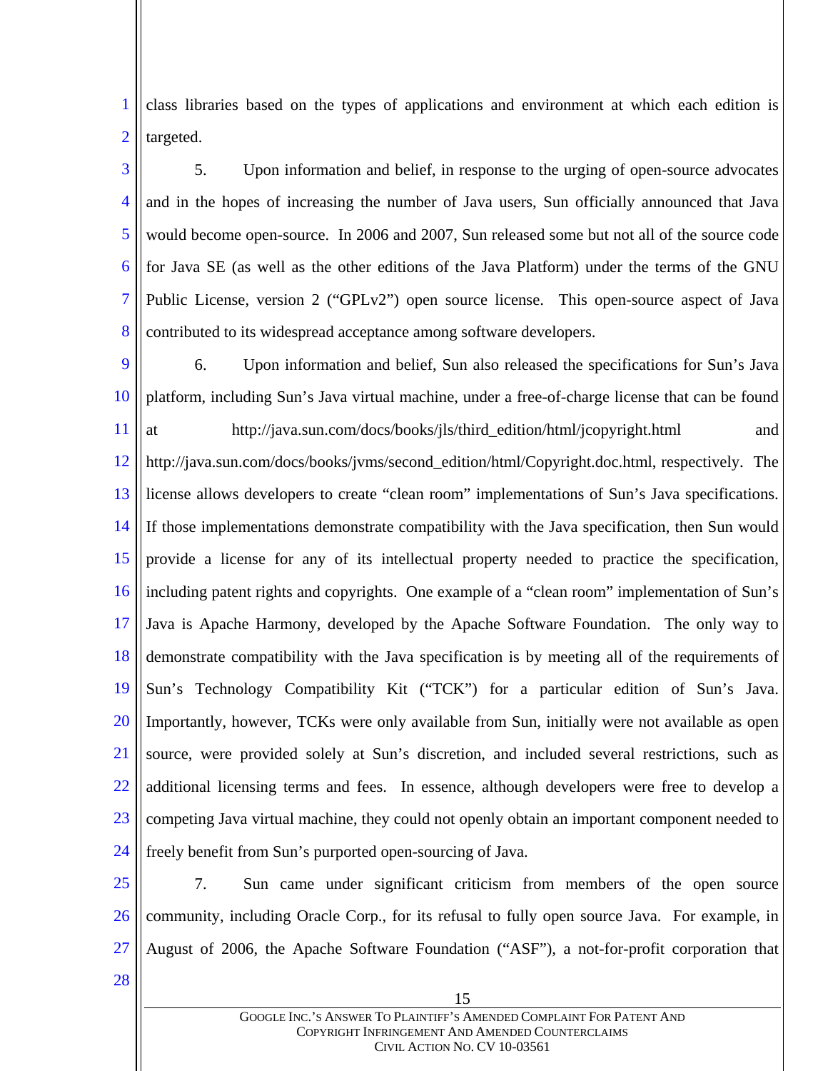class libraries based on the types of applications and environment at which each edition is targeted.

5. Upon information and belief, in response to the urging of open-source advocates and in the hopes of increasing the number of Java users, Sun officially announced that Java would become open-source. In 2006 and 2007, Sun released some but not all of the source code for Java SE (as well as the other editions of the Java Platform) under the terms of the GNU Public License, version 2 ("GPLv2") open source license. This open-source aspect of Java contributed to its widespread acceptance among software developers.

6. Upon information and belief, Sun also released the specifications for Sun's Java platform, including Sun's Java virtual machine, under a free-of-charge license that can be found at http://java.sun.com/docs/books/jls/third_edition/html/jcopyright.html and http://java.sun.com/docs/books/jvms/second_edition/html/Copyright.doc.html, respectively. The license allows developers to create "clean room" implementations of Sun's Java specifications. If those implementations demonstrate compatibility with the Java specification, then Sun would provide a license for any of its intellectual property needed to practice the specification, including patent rights and copyrights. One example of a "clean room" implementation of Sun's Java is Apache Harmony, developed by the Apache Software Foundation. The only way to demonstrate compatibility with the Java specification is by meeting all of the requirements of Sun's Technology Compatibility Kit ("TCK") for a particular edition of Sun's Java. Importantly, however, TCKs were only available from Sun, initially were not available as open source, were provided solely at Sun's discretion, and included several restrictions, such as additional licensing terms and fees. In essence, although developers were free to develop a competing Java virtual machine, they could not openly obtain an important component needed to freely benefit from Sun's purported open-sourcing of Java.

7. Sun came under significant criticism from members of the open source community, including Oracle Corp., for its refusal to fully open source Java. For example, in August of 2006, the Apache Software Foundation ("ASF"), a not-for-profit corporation that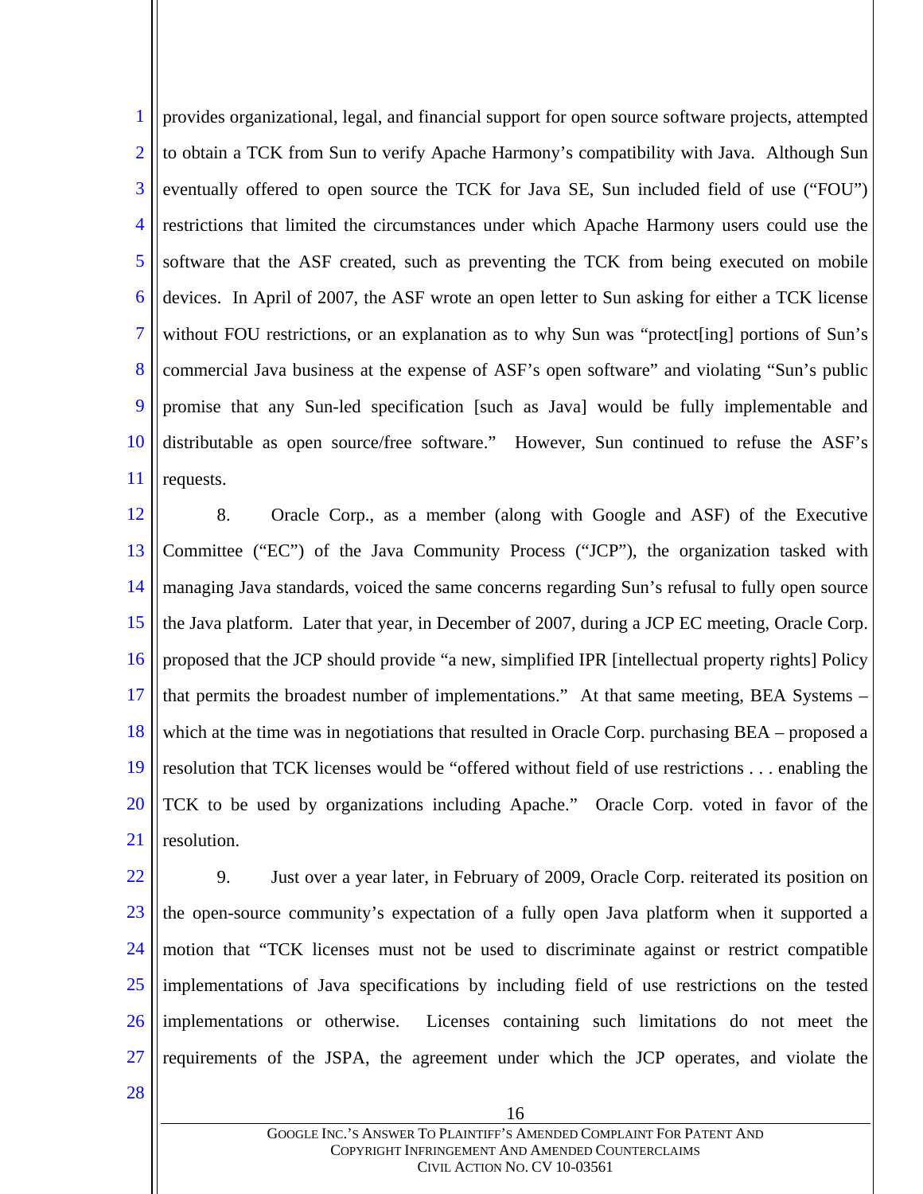provides organizational, legal, and financial support for open source software projects, attempted to obtain a TCK from Sun to verify Apache Harmony's compatibility with Java. Although Sun eventually offered to open source the TCK for Java SE, Sun included field of use ("FOU") restrictions that limited the circumstances under which Apache Harmony users could use the software that the ASF created, such as preventing the TCK from being executed on mobile devices. In April of 2007, the ASF wrote an open letter to Sun asking for either a TCK license without FOU restrictions, or an explanation as to why Sun was "protect[ing] portions of Sun's commercial Java business at the expense of ASF's open software" and violating "Sun's public promise that any Sun-led specification [such as Java] would be fully implementable and distributable as open source/free software." However, Sun continued to refuse the ASF's requests.

8. Oracle Corp., as a member (along with Google and ASF) of the Executive Committee ("EC") of the Java Community Process ("JCP"), the organization tasked with managing Java standards, voiced the same concerns regarding Sun's refusal to fully open source the Java platform. Later that year, in December of 2007, during a JCP EC meeting, Oracle Corp. proposed that the JCP should provide "a new, simplified IPR [intellectual property rights] Policy that permits the broadest number of implementations." At that same meeting, BEA Systems – which at the time was in negotiations that resulted in Oracle Corp. purchasing BEA – proposed a resolution that TCK licenses would be "offered without field of use restrictions . . . enabling the TCK to be used by organizations including Apache." Oracle Corp. voted in favor of the resolution.

9. Just over a year later, in February of 2009, Oracle Corp. reiterated its position on the open-source community's expectation of a fully open Java platform when it supported a motion that "TCK licenses must not be used to discriminate against or restrict compatible implementations of Java specifications by including field of use restrictions on the tested implementations or otherwise. Licenses containing such limitations do not meet the requirements of the JSPA, the agreement under which the JCP operates, and violate the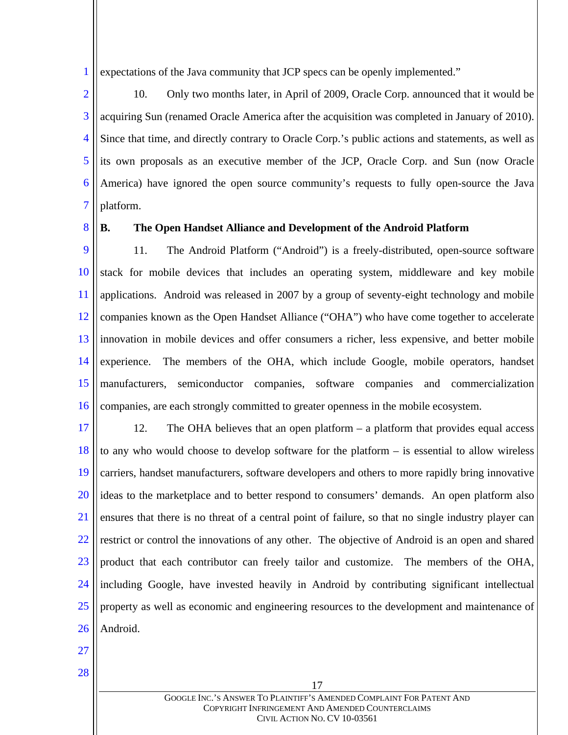expectations of the Java community that JCP specs can be openly implemented."

10. Only two months later, in April of 2009, Oracle Corp. announced that it would be acquiring Sun (renamed Oracle America after the acquisition was completed in January of 2010). Since that time, and directly contrary to Oracle Corp.'s public actions and statements, as well as its own proposals as an executive member of the JCP, Oracle Corp. and Sun (now Oracle America) have ignored the open source community's requests to fully open-source the Java platform.

### B. The Open Handset Alliance and Development of the Android Platform

11. The Android Platform ("Android") is a freely-distributed, open-source software stack for mobile devices that includes an operating system, middleware and key mobile applications. Android was released in 2007 by a group of seventy-eight technology and mobile companies known as the Open Handset Alliance ("OHA") who have come together to accelerate innovation in mobile devices and offer consumers a richer, less expensive, and better mobile experience. The members of the OHA, which include Google, mobile operators, handset manufacturers, semiconductor companies, software companies and commercialization companies, are each strongly committed to greater openness in the mobile ecosystem.

12. The OHA believes that an open platform – a platform that provides equal access to any who would choose to develop software for the platform – is essential to allow wireless carriers, handset manufacturers, software developers and others to more rapidly bring innovative ideas to the marketplace and to better respond to consumers' demands. An open platform also ensures that there is no threat of a central point of failure, so that no single industry player can restrict or control the innovations of any other. The objective of Android is an open and shared product that each contributor can freely tailor and customize. The members of the OHA, including Google, have invested heavily in Android by contributing significant intellectual property as well as economic and engineering resources to the development and maintenance of Android.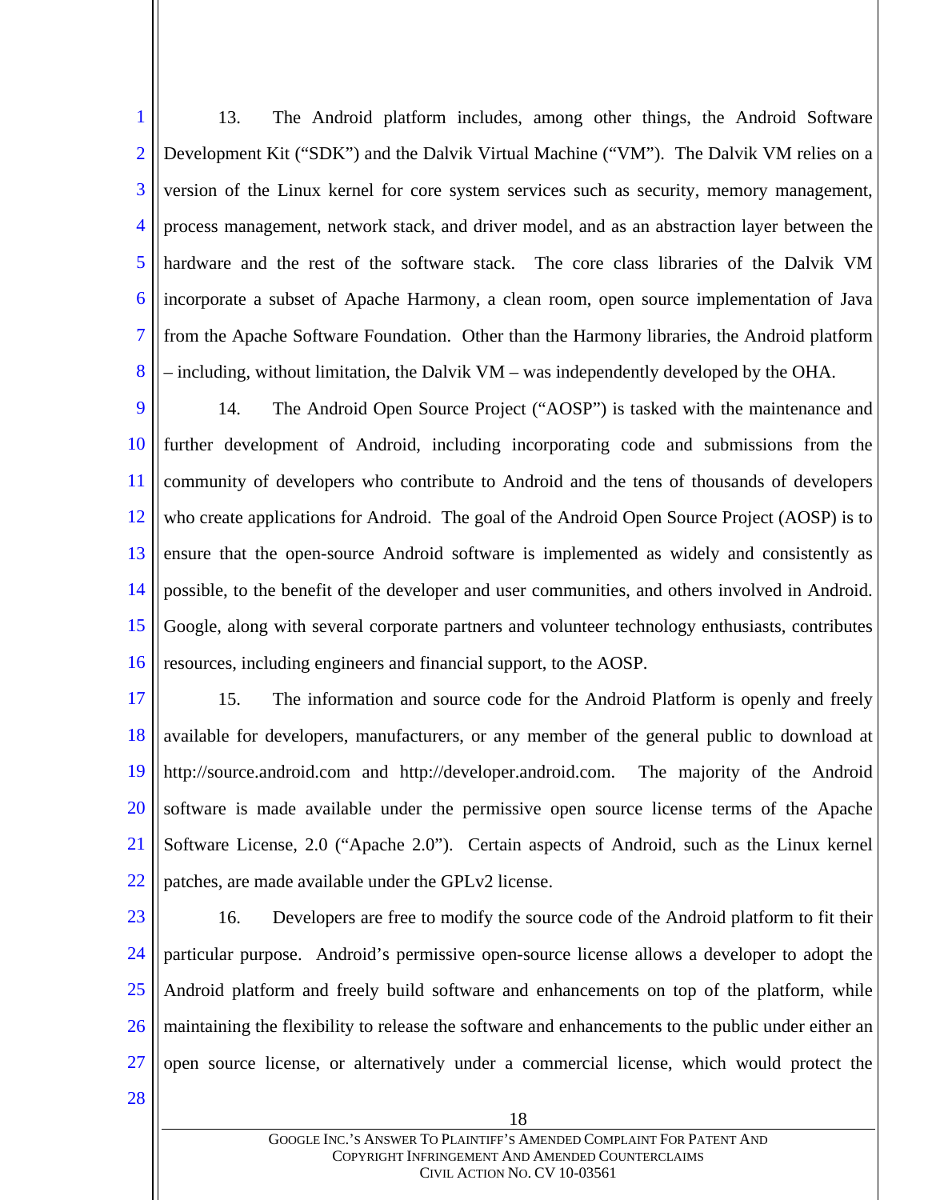13. The Android platform includes, among other things, the Android Software Development Kit ("SDK") and the Dalvik Virtual Machine ("VM"). The Dalvik VM relies on a version of the Linux kernel for core system services such as security, memory management, process management, network stack, and driver model, and as an abstraction layer between the hardware and the rest of the software stack. The core class libraries of the Dalvik VM incorporate a subset of Apache Harmony, a clean room, open source implementation of Java from the Apache Software Foundation. Other than the Harmony libraries, the Android platform – including, without limitation, the Dalvik VM – was independently developed by the OHA.

14. The Android Open Source Project ("AOSP") is tasked with the maintenance and further development of Android, including incorporating code and submissions from the community of developers who contribute to Android and the tens of thousands of developers who create applications for Android. The goal of the Android Open Source Project (AOSP) is to ensure that the open-source Android software is implemented as widely and consistently as possible, to the benefit of the developer and user communities, and others involved in Android. Google, along with several corporate partners and volunteer technology enthusiasts, contributes resources, including engineers and financial support, to the AOSP.

15. The information and source code for the Android Platform is openly and freely available for developers, manufacturers, or any member of the general public to download at http://source.android.com and http://developer.android.com. The majority of the Android software is made available under the permissive open source license terms of the Apache Software License, 2.0 ("Apache 2.0"). Certain aspects of Android, such as the Linux kernel patches, are made available under the GPLv2 license.

16. Developers are free to modify the source code of the Android platform to fit their particular purpose. Android's permissive open-source license allows a developer to adopt the Android platform and freely build software and enhancements on top of the platform, while maintaining the flexibility to release the software and enhancements to the public under either an open source license, or alternatively under a commercial license, which would protect the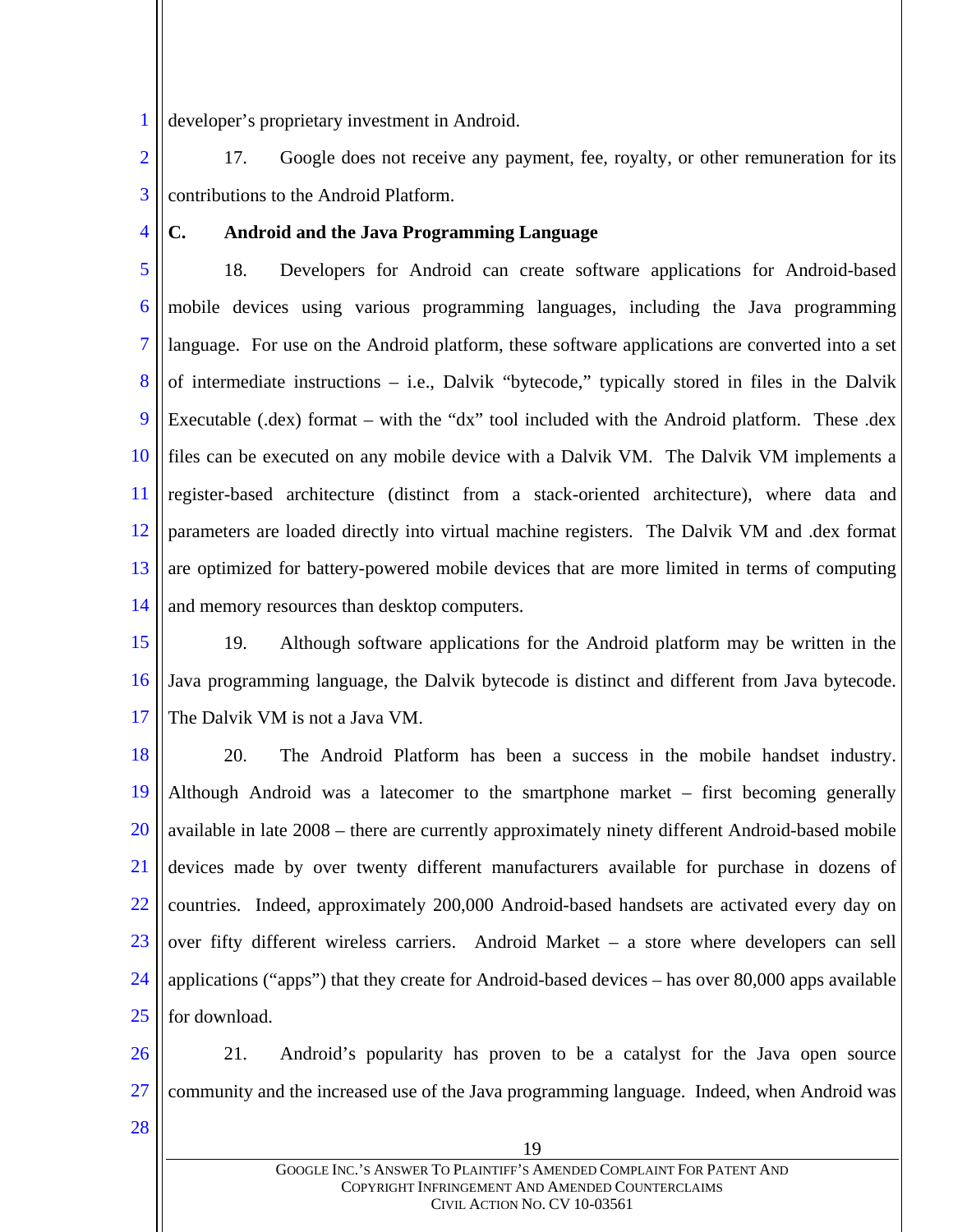developer's proprietary investment in Android.

17. Google does not receive any payment, fee, royalty, or other remuneration for its contributions to the Android Platform.

**C. Android and the Java Programming Language**

18. Developers for Android can create software applications for Android-based mobile devices using various programming languages, including the Java programming language. For use on the Android platform, these software applications are converted into a set of intermediate instructions – i.e., Dalvik "bytecode," typically stored in files in the Dalvik Executable (.dex) format – with the "dx" tool included with the Android platform. These .dex files can be executed on any mobile device with a Dalvik VM. The Dalvik VM implements a register-based architecture (distinct from a stack-oriented architecture), where data and parameters are loaded directly into virtual machine registers. The Dalvik VM and .dex format are optimized for battery-powered mobile devices that are more limited in terms of computing and memory resources than desktop computers.

19. Although software applications for the Android platform may be written in the Java programming language, the Dalvik bytecode is distinct and different from Java bytecode. The Dalvik VM is not a Java VM.

20. The Android Platform has been a success in the mobile handset industry. Although Android was a latecomer to the smartphone market – first becoming generally available in late 2008 – there are currently approximately ninety different Android-based mobile devices made by over twenty different manufacturers available for purchase in dozens of countries. Indeed, approximately 200,000 Android-based handsets are activated every day on over fifty different wireless carriers. Android Market – a store where developers can sell applications ("apps") that they create for Android-based devices – has over 80,000 apps available for download.

21. Android's popularity has proven to be a catalyst for the Java open source community and the increased use of the Java programming language. Indeed, when Android was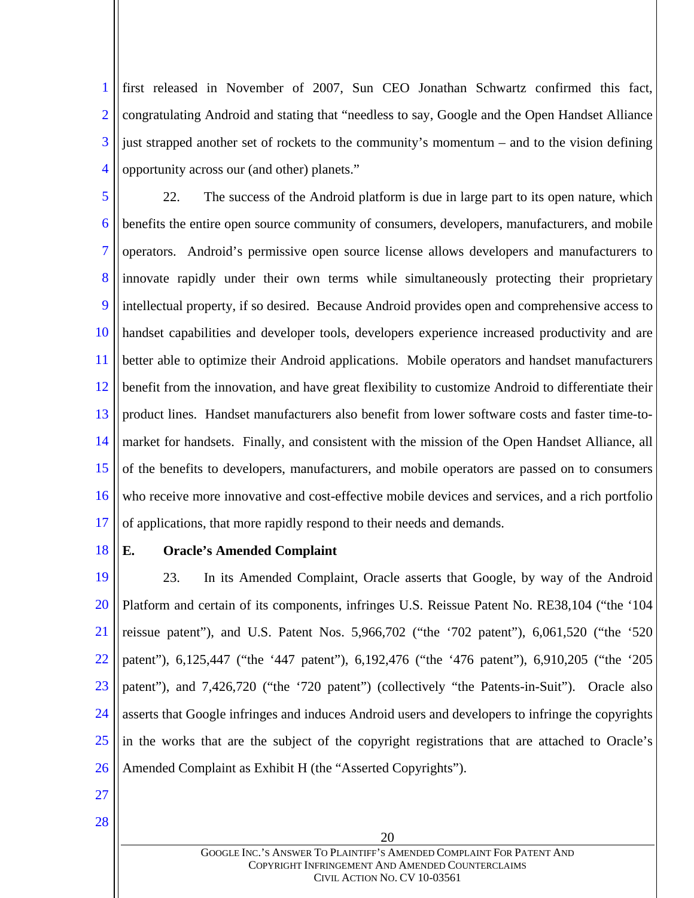first released in November of 2007, Sun CEO Jonathan Schwartz confirmed this fact, congratulating Android and stating that "needless to say, Google and the Open Handset Alliance just strapped another set of rockets to the community's momentum – and to the vision defining opportunity across our (and other) planets."

22. The success of the Android platform is due in large part to its open nature, which benefits the entire open source community of consumers, developers, manufacturers, and mobile operators. Android's permissive open source license allows developers and manufacturers to innovate rapidly under their own terms while simultaneously protecting their proprietary intellectual property, if so desired. Because Android provides open and comprehensive access to handset capabilities and developer tools, developers experience increased productivity and are better able to optimize their Android applications. Mobile operators and handset manufacturers benefit from the innovation, and have great flexibility to customize Android to differentiate their product lines. Handset manufacturers also benefit from lower software costs and faster time-to-market for handsets. Finally, and consistent with the mission of the Open Handset Alliance, all of the benefits to developers, manufacturers, and mobile operators are passed on to consumers who receive more innovative and cost-effective mobile devices and services, and a rich portfolio of applications, that more rapidly respond to their needs and demands.

### E. Oracle's Amended Complaint

23. In its Amended Complaint, Oracle asserts that Google, by way of the Android Platform and certain of its components, infringes U.S. Reissue Patent No. RE38,104 ("the '104 reissue patent"), and U.S. Patent Nos. 5,966,702 ("the '702 patent"), 6,061,520 ("the '520 patent"), 6,125,447 ("the '447 patent"), 6,192,476 ("the '476 patent"), 6,910,205 ("the '205 patent"), and 7,426,720 ("the '720 patent") (collectively "the Patents-in-Suit"). Oracle also asserts that Google infringes and induces Android users and developers to infringe the copyrights in the works that are the subject of the copyright registrations that are attached to Oracle's Amended Complaint as Exhibit H (the "Asserted Copyrights").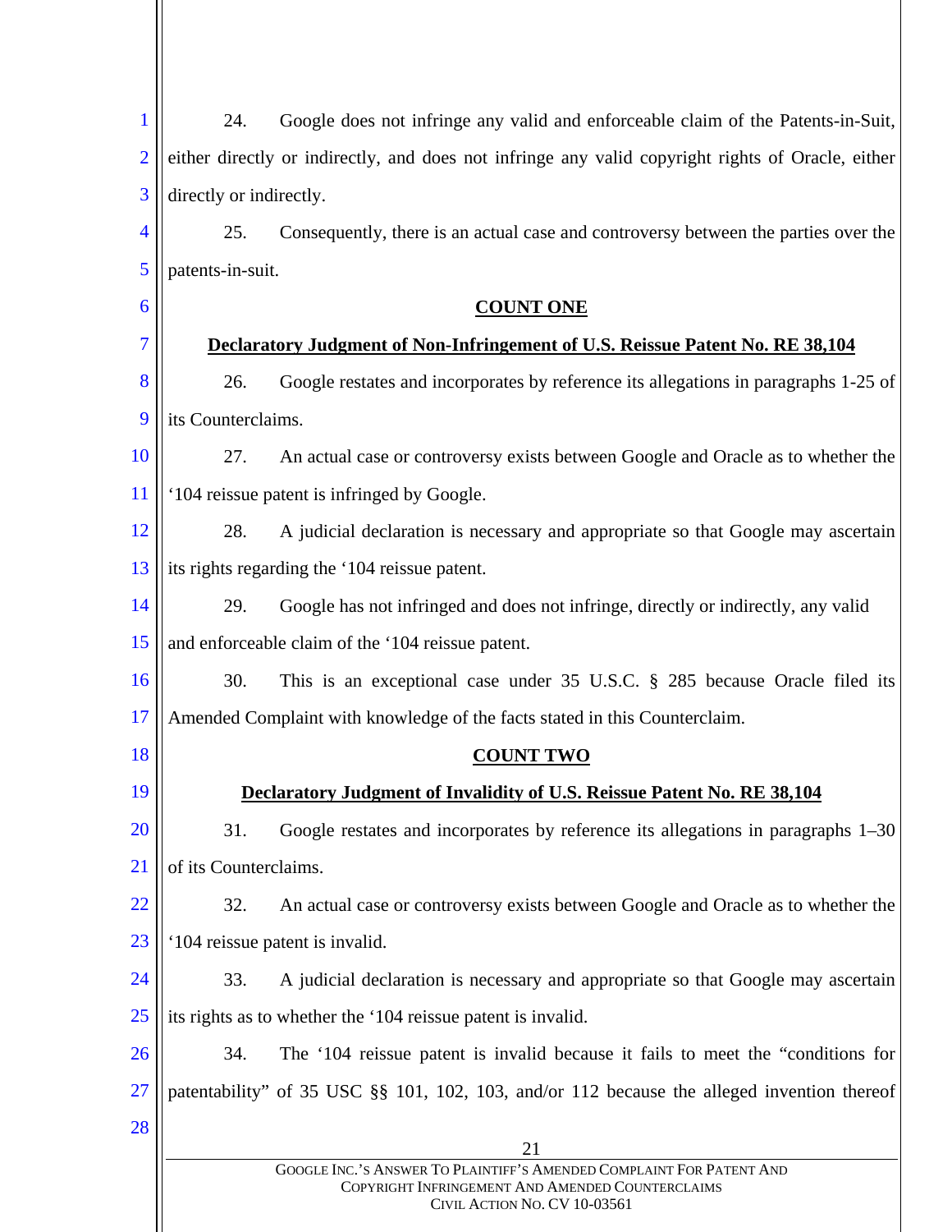24. Google does not infringe any valid and enforceable claim of the Patents-in-Suit, either directly or indirectly, and does not infringe any valid copyright rights of Oracle, either directly or indirectly.

25. Consequently, there is an actual case and controversy between the parties over the patents-in-suit.

**COUNT ONE**

**Declaratory Judgment of Non-Infringement of U.S. Reissue Patent No. RE 38,104**

26. Google restates and incorporates by reference its allegations in paragraphs 1-25 of its Counterclaims.

27. An actual case or controversy exists between Google and Oracle as to whether the '104 reissue patent is infringed by Google.

28. A judicial declaration is necessary and appropriate so that Google may ascertain its rights regarding the '104 reissue patent.

29. Google has not infringed and does not infringe, directly or indirectly, any valid and enforceable claim of the '104 reissue patent.

30. This is an exceptional case under 35 U.S.C. § 285 because Oracle filed its Amended Complaint with knowledge of the facts stated in this Counterclaim.

**COUNT TWO**

**Declaratory Judgment of Invalidity of U.S. Reissue Patent No. RE 38,104**

31. Google restates and incorporates by reference its allegations in paragraphs 1–30 of its Counterclaims.

32. An actual case or controversy exists between Google and Oracle as to whether the '104 reissue patent is invalid.

33. A judicial declaration is necessary and appropriate so that Google may ascertain its rights as to whether the '104 reissue patent is invalid.

34. The '104 reissue patent is invalid because it fails to meet the "conditions for patentability" of 35 USC §§ 101, 102, 103, and/or 112 because the alleged invention thereof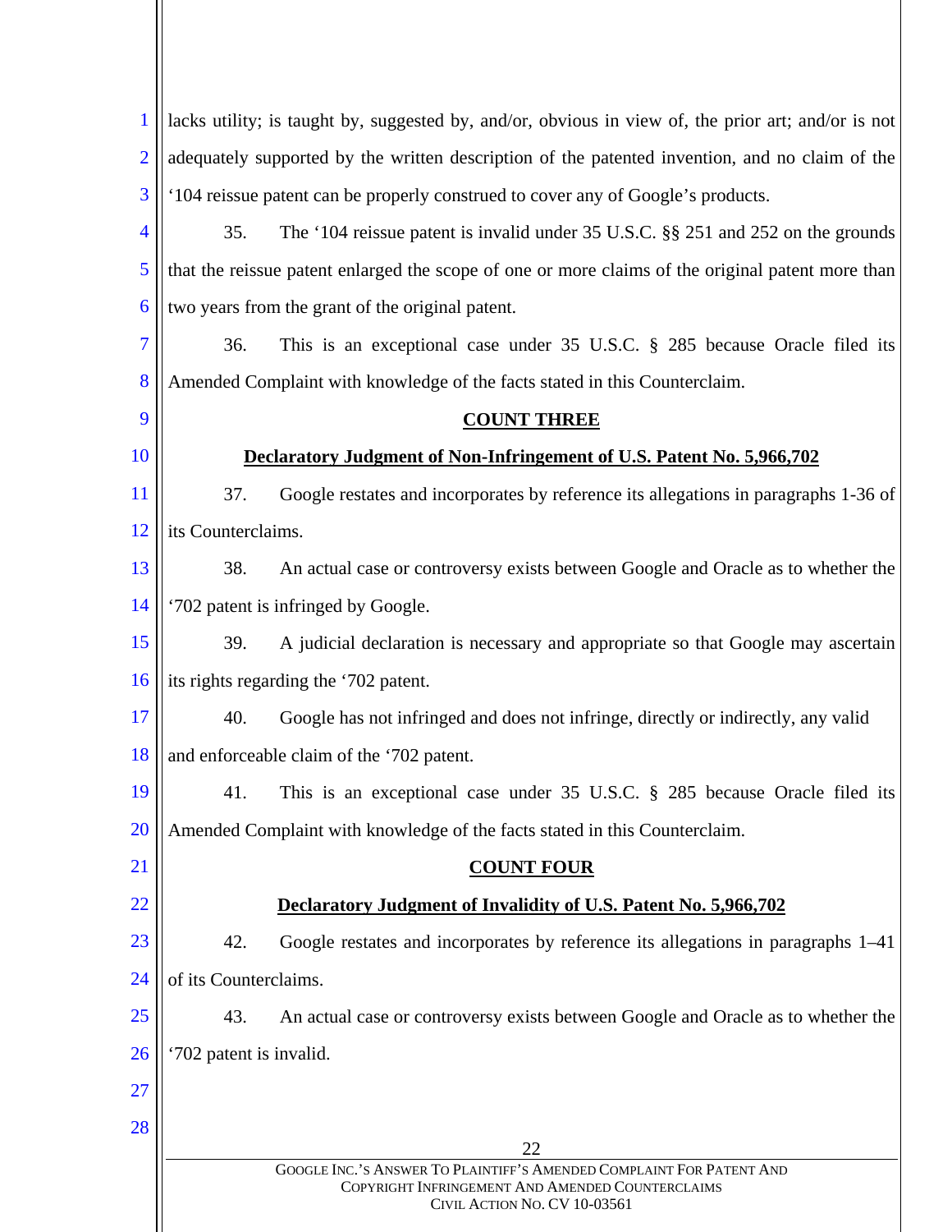lacks utility; is taught by, suggested by, and/or, obvious in view of, the prior art; and/or is not adequately supported by the written description of the patented invention, and no claim of the '104 reissue patent can be properly construed to cover any of Google's products.

35. The '104 reissue patent is invalid under 35 U.S.C. §§ 251 and 252 on the grounds that the reissue patent enlarged the scope of one or more claims of the original patent more than two years from the grant of the original patent.

36. This is an exceptional case under 35 U.S.C. § 285 because Oracle filed its Amended Complaint with knowledge of the facts stated in this Counterclaim.

## COUNT THREE

## Declaratory Judgment of Non-Infringement of U.S. Patent No. 5,966,702

37. Google restates and incorporates by reference its allegations in paragraphs 1-36 of its Counterclaims.

38. An actual case or controversy exists between Google and Oracle as to whether the '702 patent is infringed by Google.

39. A judicial declaration is necessary and appropriate so that Google may ascertain its rights regarding the '702 patent.

40. Google has not infringed and does not infringe, directly or indirectly, any valid and enforceable claim of the '702 patent.

41. This is an exceptional case under 35 U.S.C. § 285 because Oracle filed its Amended Complaint with knowledge of the facts stated in this Counterclaim.

## COUNT FOUR

## Declaratory Judgment of Invalidity of U.S. Patent No. 5,966,702

42. Google restates and incorporates by reference its allegations in paragraphs 1–41 of its Counterclaims.

43. An actual case or controversy exists between Google and Oracle as to whether the '702 patent is invalid.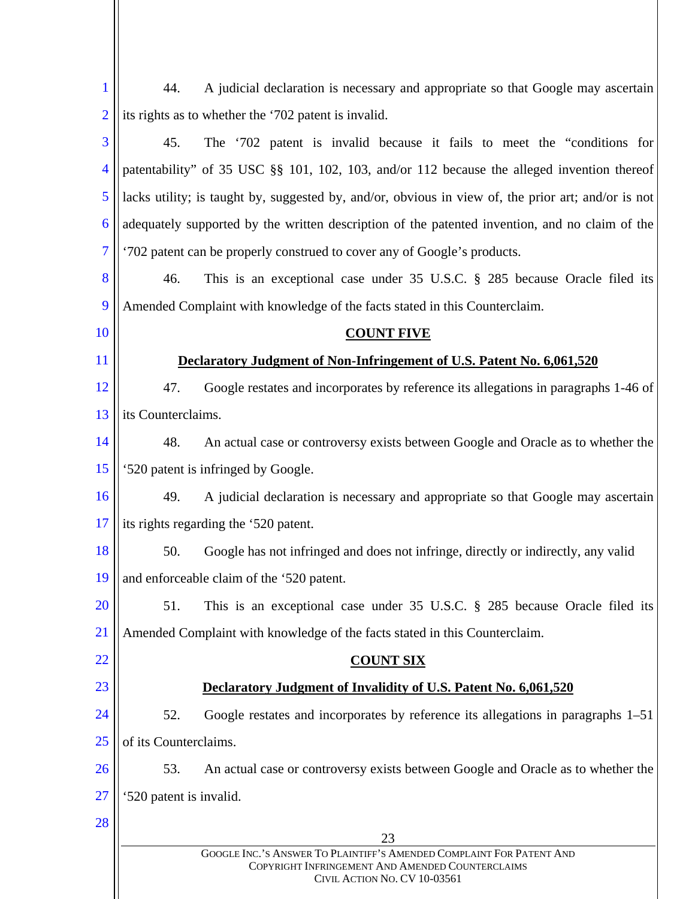44. A judicial declaration is necessary and appropriate so that Google may ascertain its rights as to whether the '702 patent is invalid.

45. The '702 patent is invalid because it fails to meet the "conditions for patentability" of 35 USC §§ 101, 102, 103, and/or 112 because the alleged invention thereof lacks utility; is taught by, suggested by, and/or, obvious in view of, the prior art; and/or is not adequately supported by the written description of the patented invention, and no claim of the '702 patent can be properly construed to cover any of Google's products.

46. This is an exceptional case under 35 U.S.C. § 285 because Oracle filed its Amended Complaint with knowledge of the facts stated in this Counterclaim.

**COUNT FIVE**

**Declaratory Judgment of Non-Infringement of U.S. Patent No. 6,061,520**

47. Google restates and incorporates by reference its allegations in paragraphs 1-46 of its Counterclaims.

48. An actual case or controversy exists between Google and Oracle as to whether the '520 patent is infringed by Google.

49. A judicial declaration is necessary and appropriate so that Google may ascertain its rights regarding the '520 patent.

50. Google has not infringed and does not infringe, directly or indirectly, any valid and enforceable claim of the '520 patent.

51. This is an exceptional case under 35 U.S.C. § 285 because Oracle filed its Amended Complaint with knowledge of the facts stated in this Counterclaim.

**COUNT SIX**

**Declaratory Judgment of Invalidity of U.S. Patent No. 6,061,520**

52. Google restates and incorporates by reference its allegations in paragraphs 1–51 of its Counterclaims.

53. An actual case or controversy exists between Google and Oracle as to whether the '520 patent is invalid.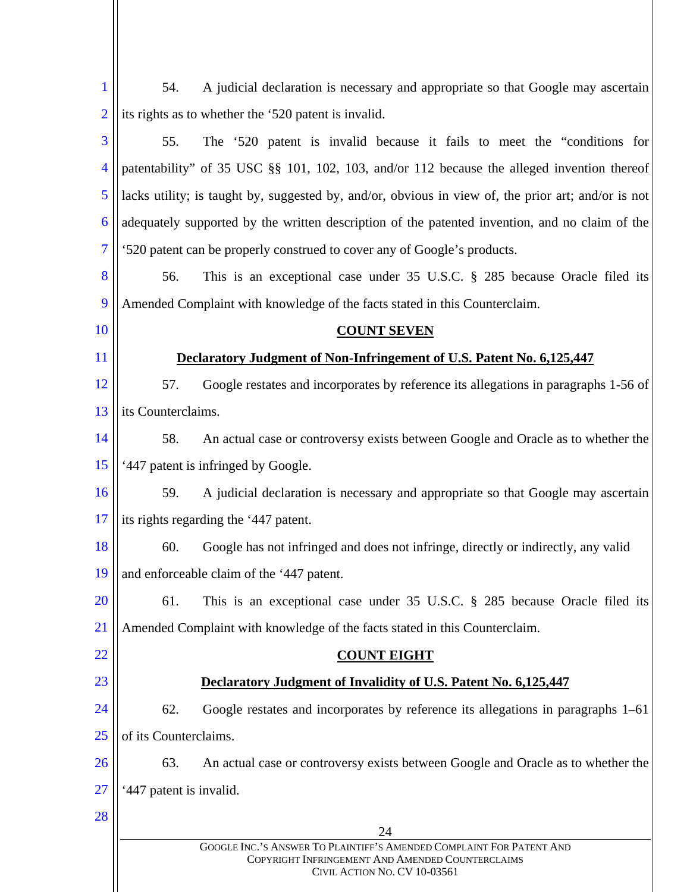54. A judicial declaration is necessary and appropriate so that Google may ascertain its rights as to whether the '520 patent is invalid.

55. The '520 patent is invalid because it fails to meet the "conditions for patentability" of 35 USC §§ 101, 102, 103, and/or 112 because the alleged invention thereof lacks utility; is taught by, suggested by, and/or, obvious in view of, the prior art; and/or is not adequately supported by the written description of the patented invention, and no claim of the '520 patent can be properly construed to cover any of Google's products.

56. This is an exceptional case under 35 U.S.C. § 285 because Oracle filed its Amended Complaint with knowledge of the facts stated in this Counterclaim.

## COUNT SEVEN

### Declaratory Judgment of Non-Infringement of U.S. Patent No. 6,125,447

57. Google restates and incorporates by reference its allegations in paragraphs 1-56 of its Counterclaims.

58. An actual case or controversy exists between Google and Oracle as to whether the '447 patent is infringed by Google.

59. A judicial declaration is necessary and appropriate so that Google may ascertain its rights regarding the '447 patent.

60. Google has not infringed and does not infringe, directly or indirectly, any valid and enforceable claim of the '447 patent.

61. This is an exceptional case under 35 U.S.C. § 285 because Oracle filed its Amended Complaint with knowledge of the facts stated in this Counterclaim.

## COUNT EIGHT

### Declaratory Judgment of Invalidity of U.S. Patent No. 6,125,447

62. Google restates and incorporates by reference its allegations in paragraphs 1–61 of its Counterclaims.

63. An actual case or controversy exists between Google and Oracle as to whether the '447 patent is invalid.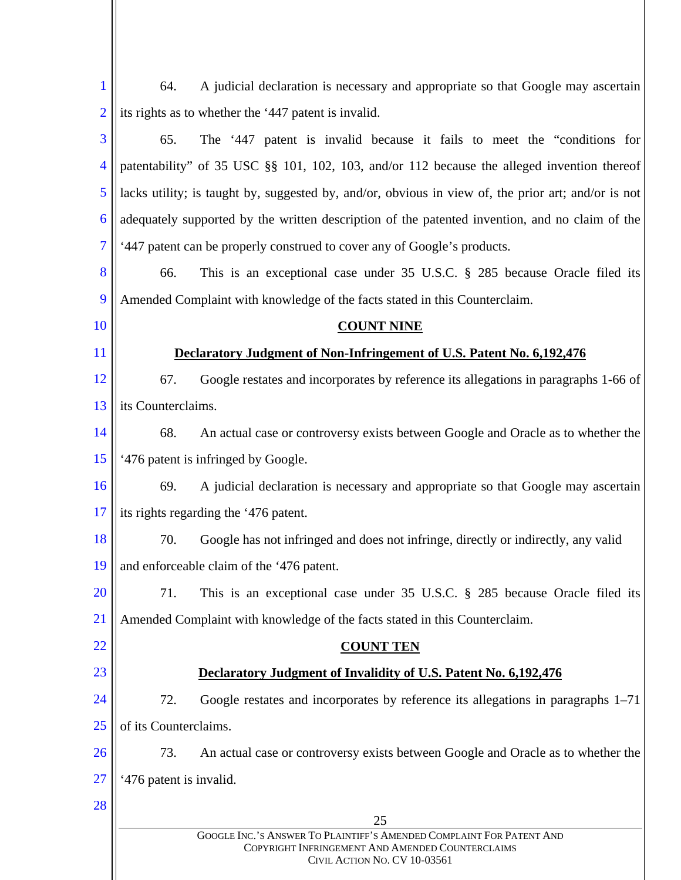64. A judicial declaration is necessary and appropriate so that Google may ascertain its rights as to whether the '447 patent is invalid.

65. The '447 patent is invalid because it fails to meet the "conditions for patentability" of 35 USC §§ 101, 102, 103, and/or 112 because the alleged invention thereof lacks utility; is taught by, suggested by, and/or, obvious in view of, the prior art; and/or is not adequately supported by the written description of the patented invention, and no claim of the '447 patent can be properly construed to cover any of Google's products.

66. This is an exceptional case under 35 U.S.C. § 285 because Oracle filed its Amended Complaint with knowledge of the facts stated in this Counterclaim.

**COUNT NINE**

**Declaratory Judgment of Non-Infringement of U.S. Patent No. 6,192,476**

67. Google restates and incorporates by reference its allegations in paragraphs 1-66 of its Counterclaims.

68. An actual case or controversy exists between Google and Oracle as to whether the '476 patent is infringed by Google.

69. A judicial declaration is necessary and appropriate so that Google may ascertain its rights regarding the '476 patent.

70. Google has not infringed and does not infringe, directly or indirectly, any valid and enforceable claim of the '476 patent.

71. This is an exceptional case under 35 U.S.C. § 285 because Oracle filed its Amended Complaint with knowledge of the facts stated in this Counterclaim.

**COUNT TEN**

**Declaratory Judgment of Invalidity of U.S. Patent No. 6,192,476**

72. Google restates and incorporates by reference its allegations in paragraphs 1–71 of its Counterclaims.

73. An actual case or controversy exists between Google and Oracle as to whether the '476 patent is invalid.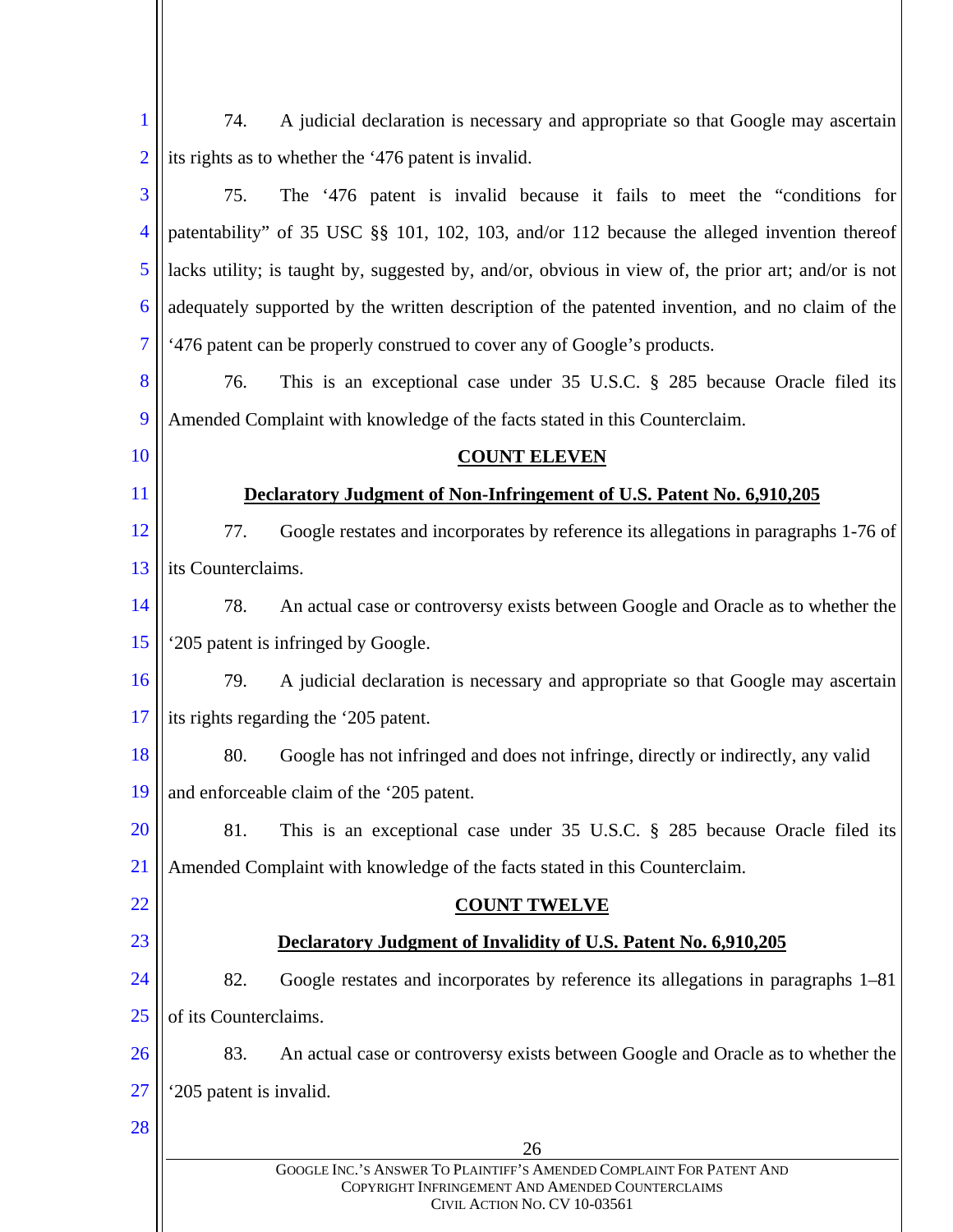74. A judicial declaration is necessary and appropriate so that Google may ascertain its rights as to whether the '476 patent is invalid.

75. The '476 patent is invalid because it fails to meet the "conditions for patentability" of 35 USC §§ 101, 102, 103, and/or 112 because the alleged invention thereof lacks utility; is taught by, suggested by, and/or, obvious in view of, the prior art; and/or is not adequately supported by the written description of the patented invention, and no claim of the '476 patent can be properly construed to cover any of Google's products.

76. This is an exceptional case under 35 U.S.C. § 285 because Oracle filed its Amended Complaint with knowledge of the facts stated in this Counterclaim.

## COUNT ELEVEN

### Declaratory Judgment of Non-Infringement of U.S. Patent No. 6,910,205

77. Google restates and incorporates by reference its allegations in paragraphs 1-76 of its Counterclaims.

78. An actual case or controversy exists between Google and Oracle as to whether the '205 patent is infringed by Google.

79. A judicial declaration is necessary and appropriate so that Google may ascertain its rights regarding the '205 patent.

80. Google has not infringed and does not infringe, directly or indirectly, any valid and enforceable claim of the '205 patent.

81. This is an exceptional case under 35 U.S.C. § 285 because Oracle filed its Amended Complaint with knowledge of the facts stated in this Counterclaim.

## COUNT TWELVE

### Declaratory Judgment of Invalidity of U.S. Patent No. 6,910,205

82. Google restates and incorporates by reference its allegations in paragraphs 1–81 of its Counterclaims.

83. An actual case or controversy exists between Google and Oracle as to whether the '205 patent is invalid.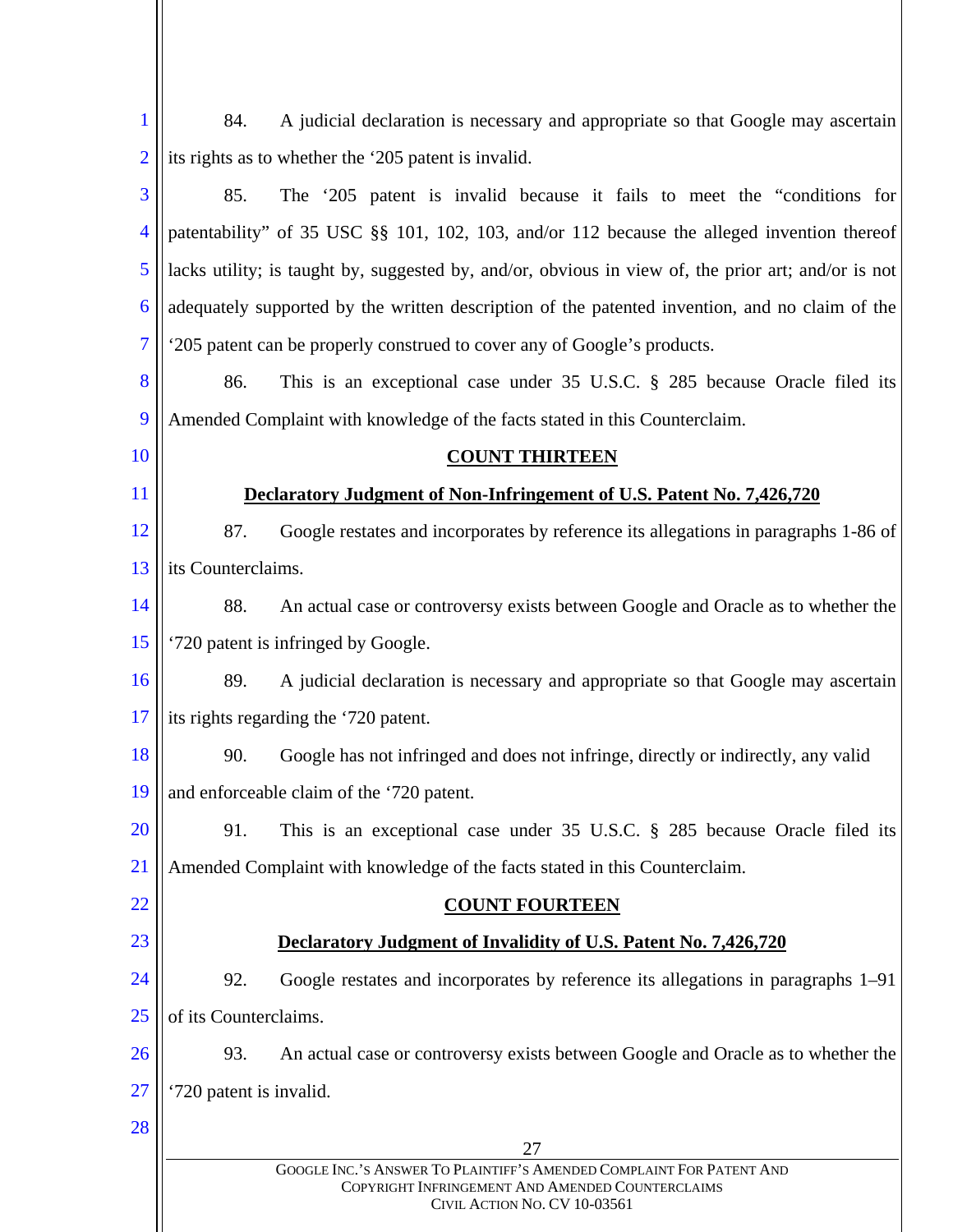84. A judicial declaration is necessary and appropriate so that Google may ascertain its rights as to whether the '205 patent is invalid.

85. The '205 patent is invalid because it fails to meet the "conditions for patentability" of 35 USC §§ 101, 102, 103, and/or 112 because the alleged invention thereof lacks utility; is taught by, suggested by, and/or, obvious in view of, the prior art; and/or is not adequately supported by the written description of the patented invention, and no claim of the '205 patent can be properly construed to cover any of Google's products.

86. This is an exceptional case under 35 U.S.C. § 285 because Oracle filed its Amended Complaint with knowledge of the facts stated in this Counterclaim.

## COUNT THIRTEEN

### Declaratory Judgment of Non-Infringement of U.S. Patent No. 7,426,720

87. Google restates and incorporates by reference its allegations in paragraphs 1-86 of its Counterclaims.

88. An actual case or controversy exists between Google and Oracle as to whether the '720 patent is infringed by Google.

89. A judicial declaration is necessary and appropriate so that Google may ascertain its rights regarding the '720 patent.

90. Google has not infringed and does not infringe, directly or indirectly, any valid and enforceable claim of the '720 patent.

91. This is an exceptional case under 35 U.S.C. § 285 because Oracle filed its Amended Complaint with knowledge of the facts stated in this Counterclaim.

## COUNT FOURTEEN

### Declaratory Judgment of Invalidity of U.S. Patent No. 7,426,720

92. Google restates and incorporates by reference its allegations in paragraphs 1–91 of its Counterclaims.

93. An actual case or controversy exists between Google and Oracle as to whether the '720 patent is invalid.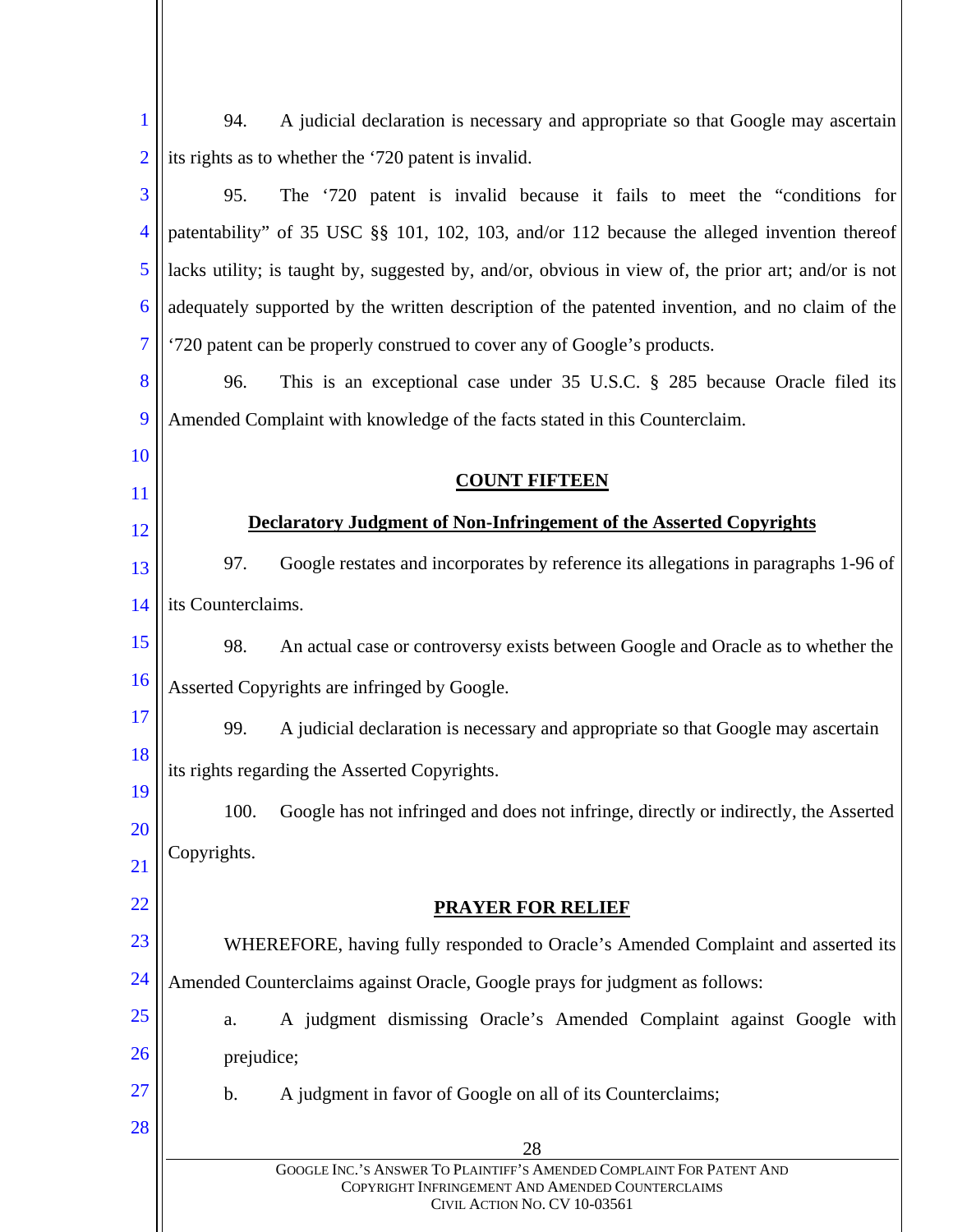94. A judicial declaration is necessary and appropriate so that Google may ascertain its rights as to whether the '720 patent is invalid.

95. The '720 patent is invalid because it fails to meet the "conditions for patentability" of 35 USC §§ 101, 102, 103, and/or 112 because the alleged invention thereof lacks utility; is taught by, suggested by, and/or, obvious in view of, the prior art; and/or is not adequately supported by the written description of the patented invention, and no claim of the '720 patent can be properly construed to cover any of Google's products.

96. This is an exceptional case under 35 U.S.C. § 285 because Oracle filed its Amended Complaint with knowledge of the facts stated in this Counterclaim.

## COUNT FIFTEEN

### Declaratory Judgment of Non-Infringement of the Asserted Copyrights

97. Google restates and incorporates by reference its allegations in paragraphs 1-96 of its Counterclaims.

98. An actual case or controversy exists between Google and Oracle as to whether the Asserted Copyrights are infringed by Google.

99. A judicial declaration is necessary and appropriate so that Google may ascertain its rights regarding the Asserted Copyrights.

100. Google has not infringed and does not infringe, directly or indirectly, the Asserted Copyrights.

## PRAYER FOR RELIEF

WHEREFORE, having fully responded to Oracle's Amended Complaint and asserted its Amended Counterclaims against Oracle, Google prays for judgment as follows:

a. A judgment dismissing Oracle's Amended Complaint against Google with prejudice;

b. A judgment in favor of Google on all of its Counterclaims;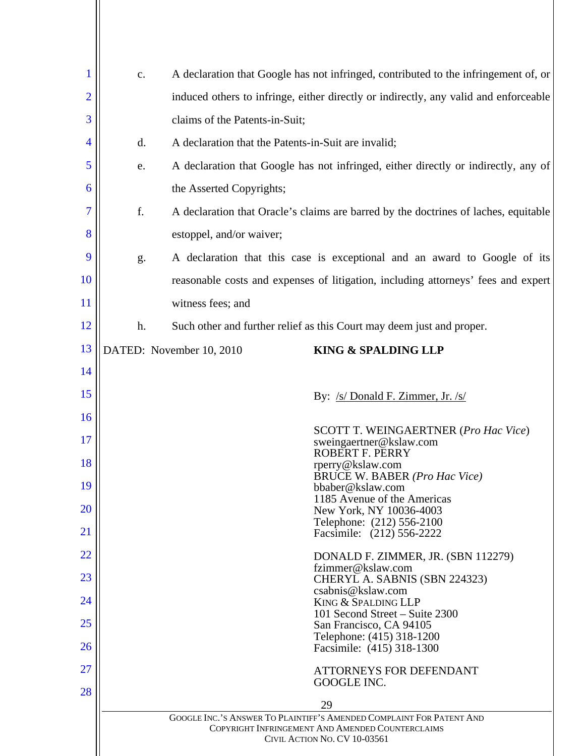c. A declaration that Google has not infringed, contributed to the infringement of, or induced others to infringe, either directly or indirectly, any valid and enforceable claims of the Patents-in-Suit;

d. A declaration that the Patents-in-Suit are invalid;

e. A declaration that Google has not infringed, either directly or indirectly, any of the Asserted Copyrights;

f. A declaration that Oracle's claims are barred by the doctrines of laches, equitable estoppel, and/or waiver;

g. A declaration that this case is exceptional and an award to Google of its reasonable costs and expenses of litigation, including attorneys' fees and expert witness fees; and

h. Such other and further relief as this Court may deem just and proper.

DATED: November 10, 2010

**KING & SPALDING LLP**

By: /s/ Donald F. Zimmer, Jr. /s/

SCOTT T. WEINGAERTNER (*Pro Hac Vice*)
sweingaertner@kslaw.com
ROBERT F. PERRY
rperry@kslaw.com
BRUCE W. BABER *(Pro Hac Vice)*
bbaber@kslaw.com
1185 Avenue of the Americas
New York, NY 10036-4003
Telephone: (212) 556-2100
Facsimile: (212) 556-2222

DONALD F. ZIMMER, JR. (SBN 112279)
fzimmer@kslaw.com
CHERYL A. SABNIS (SBN 224323)
csabnis@kslaw.com
KING & SPALDING LLP
101 Second Street – Suite 2300
San Francisco, CA 94105
Telephone: (415) 318-1200
Facsimile: (415) 318-1300

ATTORNEYS FOR DEFENDANT
GOOGLE INC.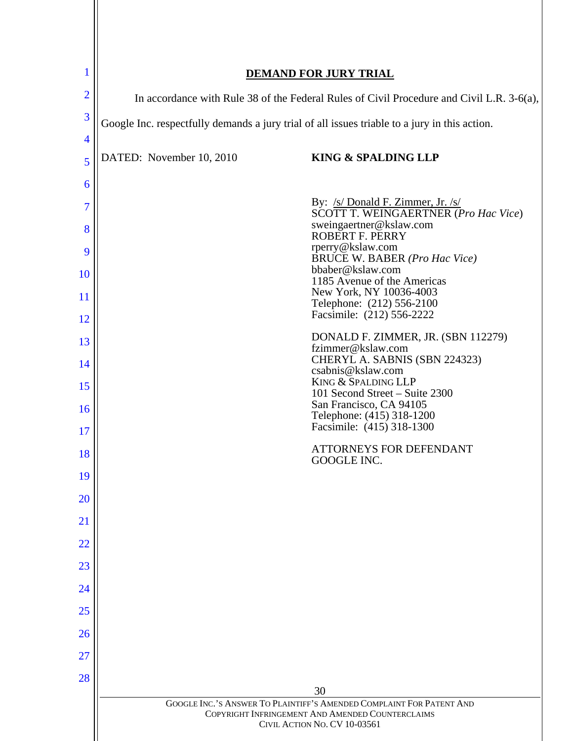## DEMAND FOR JURY TRIAL

In accordance with Rule 38 of the Federal Rules of Civil Procedure and Civil L.R. 3-6(a), Google Inc. respectfully demands a jury trial of all issues triable to a jury in this action.

DATED: November 10, 2010

**KING & SPALDING LLP**

By: /s/ Donald F. Zimmer, Jr. /s/  
SCOTT T. WEINGAERTNER (*Pro Hac Vice*)  
sweingaertner@kslaw.com  
ROBERT F. PERRY  
rperry@kslaw.com  
BRUCE W. BABER *(Pro Hac Vice)*  
bbaber@kslaw.com  
1185 Avenue of the Americas  
New York, NY 10036-4003  
Telephone: (212) 556-2100  
Facsimile: (212) 556-2222

DONALD F. ZIMMER, JR. (SBN 112279)  
fzimmer@kslaw.com  
CHERYL A. SABNIS (SBN 224323)  
csabnis@kslaw.com  
KING & SPALDING LLP  
101 Second Street – Suite 2300  
San Francisco, CA 94105  
Telephone: (415) 318-1200  
Facsimile: (415) 318-1300

ATTORNEYS FOR DEFENDANT  
GOOGLE INC.